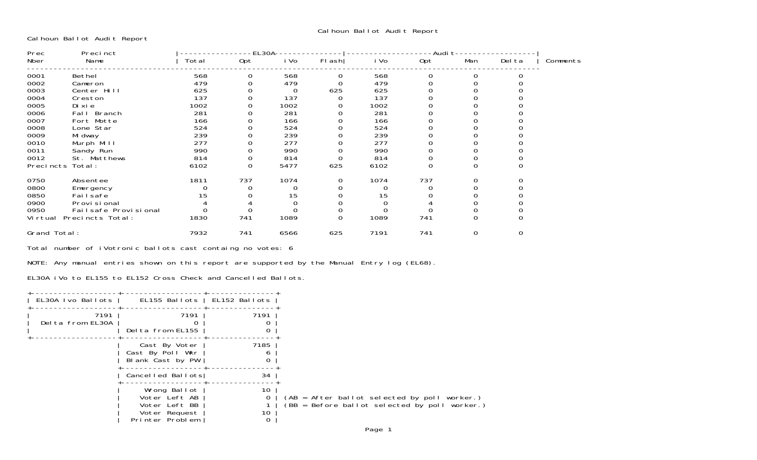# Calhoun Ballot Audit Report

Calhoun Ballot Audit Report

| Prec Nber | Precinct Name | EL30A Total | EL30A Opt | EL30A iVo | EL30A Flash | Audit iVo | Audit Opt | Audit Man | Audit Delta | Comments |
|---|---|---|---|---|---|---|---|---|---|---|
| 0001 | Bethel | 568 | 0 | 568 | 0 | 568 | 0 | 0 | 0 | |
| 0002 | Cameron | 479 | 0 | 479 | 0 | 479 | 0 | 0 | 0 | |
| 0003 | Center Hill | 625 | 0 | 0 | 625 | 625 | 0 | 0 | 0 | |
| 0004 | Creston | 137 | 0 | 137 | 0 | 137 | 0 | 0 | 0 | |
| 0005 | Dixie | 1002 | 0 | 1002 | 0 | 1002 | 0 | 0 | 0 | |
| 0006 | Fall Branch | 281 | 0 | 281 | 0 | 281 | 0 | 0 | 0 | |
| 0007 | Fort Motte | 166 | 0 | 166 | 0 | 166 | 0 | 0 | 0 | |
| 0008 | Lone Star | 524 | 0 | 524 | 0 | 524 | 0 | 0 | 0 | |
| 0009 | Midway | 239 | 0 | 239 | 0 | 239 | 0 | 0 | 0 | |
| 0010 | Murph Mill | 277 | 0 | 277 | 0 | 277 | 0 | 0 | 0 | |
| 0011 | Sandy Run | 990 | 0 | 990 | 0 | 990 | 0 | 0 | 0 | |
| 0012 | St. Matthews | 814 | 0 | 814 | 0 | 814 | 0 | 0 | 0 | |
| Precincts Total: | | 6102 | 0 | 5477 | 625 | 6102 | 0 | 0 | 0 | |
| 0750 | Absentee | 1811 | 737 | 1074 | 0 | 1074 | 737 | 0 | 0 | |
| 0800 | Emergency | 0 | 0 | 0 | 0 | 0 | 0 | 0 | 0 | |
| 0850 | Failsafe | 15 | 0 | 15 | 0 | 15 | 0 | 0 | 0 | |
| 0900 | Provisional | 4 | 4 | 0 | 0 | 0 | 4 | 0 | 0 | |
| 0950 | Failsafe Provisional | 0 | 0 | 0 | 0 | 0 | 0 | 0 | 0 | |
| Virtual Precincts Total: | | 1830 | 741 | 1089 | 0 | 1089 | 741 | 0 | 0 | |
| Grand Total: | | 7932 | 741 | 6566 | 625 | 7191 | 741 | 0 | 0 | |

Total number of iVotronic ballots cast containg no votes: 6

NOTE: Any manual entries shown on this report are supported by the Manual Entry log (EL68).

EL30A iVo to EL155 to EL152 Cross Check and Cancelled Ballots.

| EL30A Ivo Ballots | EL155 Ballots | EL152 Ballots |
|---|---|---|
| 7191 | 7191 | 7191 |
| Delta from EL30A | 0 | 0 |
| | Delta from EL155 | 0 |
| | Cast By Voter | 7185 |
| | Cast By Poll Wkr | 6 |
| | Blank Cast by PW | 0 |
| | Cancelled Ballots | 34 |
| | Wrong Ballot | 10 |
| | Voter Left AB | 0 |
| | Voter Left BB | 1 |
| | Voter Request | 10 |
| | Printer Problem | 0 |

(AB = After ballot selected by poll worker.)
(BB = Before ballot selected by poll worker.)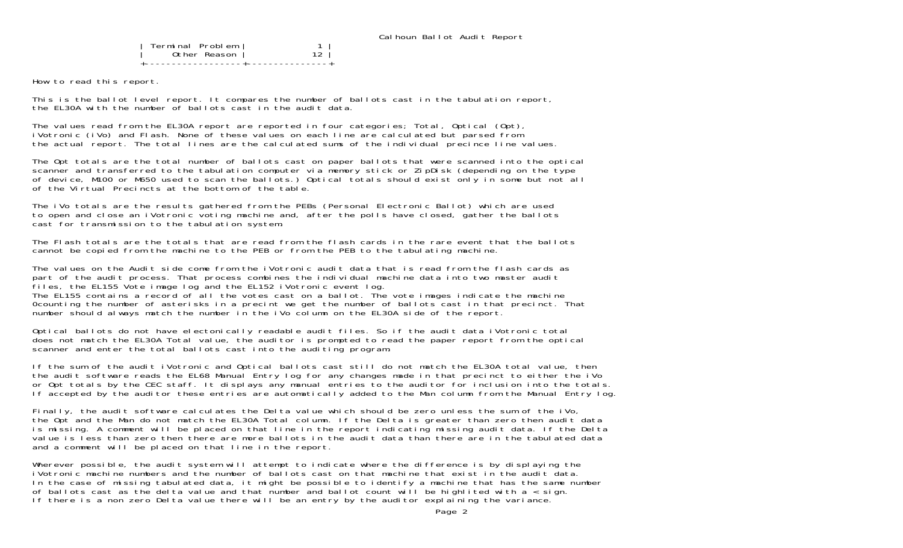| Terminal Problem | 1 |
|---|---|
| Other Reason | 12 |

How to read this report.

This is the ballot level report. It compares the number of ballots cast in the tabulation report, the EL30A with the number of ballots cast in the audit data.

The values read from the EL30A report are reported in four categories; Total, Optical (Opt), iVotronic (iVo) and Flash. None of these values on each line are calculated but parsed from the actual report. The total lines are the calculated sums of the individual precince line values.

The Opt totals are the total number of ballots cast on paper ballots that were scanned into the optical scanner and transferred to the tabulation computer via memory stick or ZipDisk (depending on the type of device, M100 or M650 used to scan the ballots.) Optical totals should exist only in some but not all of the Virtual Precincts at the bottom of the table.

The iVo totals are the results gathered from the PEBs (Personal Electronic Ballot) which are used to open and close an iVotronic voting machine and, after the polls have closed, gather the ballots cast for transmission to the tabulation system.

The Flash totals are the totals that are read from the flash cards in the rare event that the ballots cannot be copied from the machine to the PEB or from the PEB to the tabulating machine.

The values on the Audit side come from the iVotronic audit data that is read from the flash cards as part of the audit process. That process combines the individual machine data into two master audit files, the EL155 Vote image log and the EL152 iVotronic event log.
The EL155 contains a record of all the votes cast on a ballot. The vote images indicate the machine 0counting the number of asterisks in a precint we get the number of ballots cast in that precinct. That number should always match the number in the iVo column on the EL30A side of the report.

Optical ballots do not have electonically readable audit files. So if the audit data iVotronic total does not match the EL30A Total value, the auditor is prompted to read the paper report from the optical scanner and enter the total ballots cast into the auditing program.

If the sum of the audit iVotronic and Optical ballots cast still do not match the EL30A total value, then the audit software reads the EL68 Manual Entry log for any changes made in that precinct to either the iVo or Opt totals by the CEC staff. It displays any manual entries to the auditor for inclusion into the totals. If accepted by the auditor these entries are automatically added to the Man column from the Manual Entry log.

Finally, the audit software calculates the Delta value which should be zero unless the sum of the iVo, the Opt and the Man do not match the EL30A Total column. If the Delta is greater than zero then audit data is missing. A comment will be placed on that line in the report indicating missing audit data. If the Delta value is less than zero then there are more ballots in the audit data than there are in the tabulated data and a comment will be placed on that line in the report.

Wherever possible, the audit system will attempt to indicate where the difference is by displaying the iVotronic machine numbers and the number of ballots cast on that machine that exist in the audit data. In the case of missing tabulated data, it might be possible to identify a machine that has the same number of ballots cast as the delta value and that number and ballot count will be highlited with a < sign. If there is a non zero Delta value there will be an entry by the auditor explaining the variance.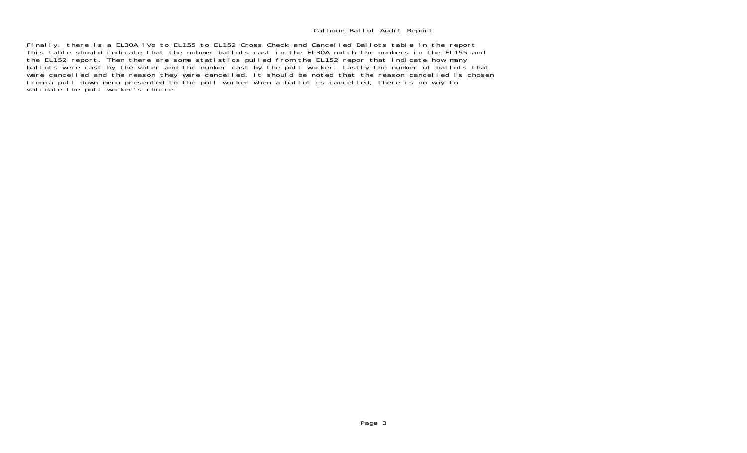Finally, there is a EL30A iVo to EL155 to EL152 Cross Check and Cancelled Ballots table in the report This table should indicate that the nubmer ballots cast in the EL30A match the numbers in the EL155 and the EL152 report. Then there are some statistics pulled from the EL152 repor that indicate how many ballots were cast by the voter and the number cast by the poll worker. Lastly the number of ballots that were cancelled and the reason they were cancelled. It should be noted that the reason cancelled is chosen from a pull down menu presented to the poll worker when a ballot is cancelled, there is no way to validate the poll worker's choice.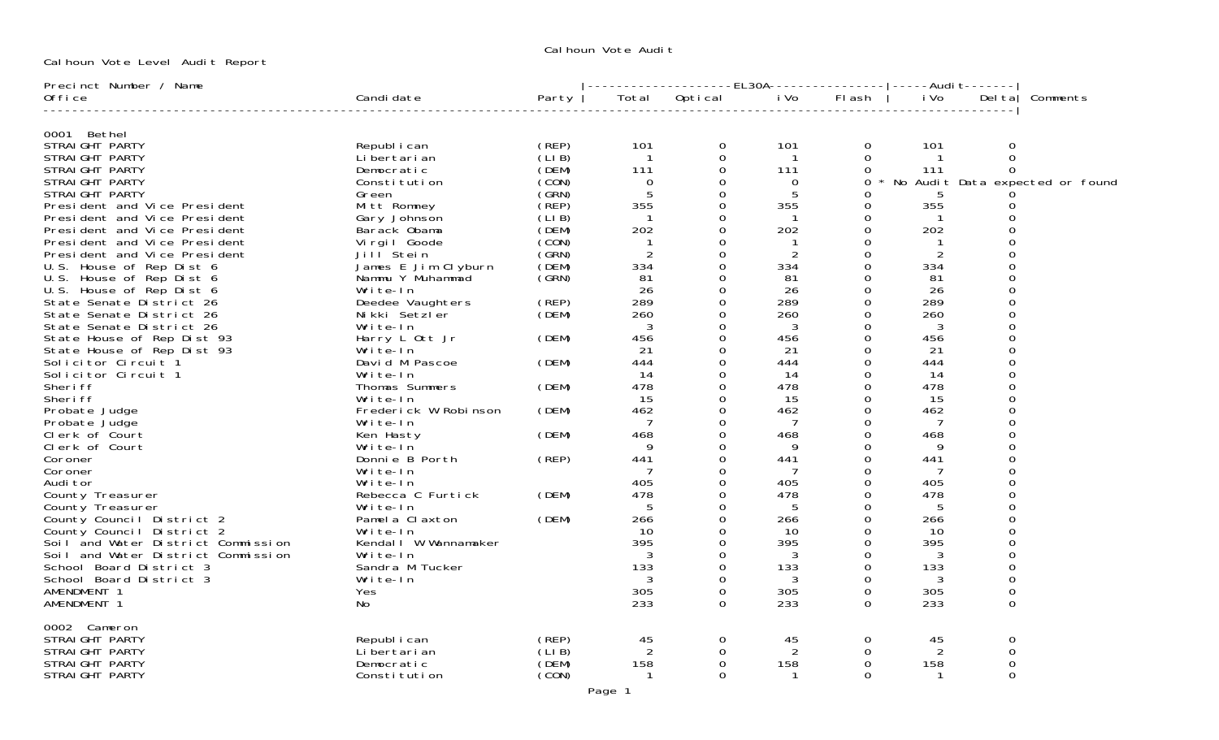# Calhoun Vote Audit

Calhoun Vote Level Audit Report

| Precinct Number / Name<br>Office | Candidate | Party | EL30A<br>Total | EL30A<br>Optical | EL30A<br>iVo | EL30A<br>Flash | Audit<br>iVo | Audit<br>Delta | Comments |
|---|---|---|---|---|---|---|---|---|---|
| **0001 Bethel** | | | | | | | | | |
| STRAIGHT PARTY | Republican | (REP) | 101 | 0 | 101 | 0 | 101 | 0 | |
| STRAIGHT PARTY | Libertarian | (LIB) | 1 | 0 | 1 | 0 | 1 | 0 | |
| STRAIGHT PARTY | Democratic | (DEM) | 111 | 0 | 111 | 0 | 111 | 0 | |
| STRAIGHT PARTY | Constitution | (CON) | 0 | 0 | 0 | 0 | | | * No Audit Data expected or found |
| STRAIGHT PARTY | Green | (GRN) | 5 | 0 | 5 | 0 | 5 | 0 | |
| President and Vice President | Mitt Romney | (REP) | 355 | 0 | 355 | 0 | 355 | 0 | |
| President and Vice President | Gary Johnson | (LIB) | 1 | 0 | 1 | 0 | 1 | 0 | |
| President and Vice President | Barack Obama | (DEM) | 202 | 0 | 202 | 0 | 202 | 0 | |
| President and Vice President | Virgil Goode | (CON) | 1 | 0 | 1 | 0 | 1 | 0 | |
| President and Vice President | Jill Stein | (GRN) | 2 | 0 | 2 | 0 | 2 | 0 | |
| U.S. House of Rep Dist 6 | James E Jim Clyburn | (DEM) | 334 | 0 | 334 | 0 | 334 | 0 | |
| U.S. House of Rep Dist 6 | Nammu Y Muhammad | (GRN) | 81 | 0 | 81 | 0 | 81 | 0 | |
| U.S. House of Rep Dist 6 | Write-In | | 26 | 0 | 26 | 0 | 26 | 0 | |
| State Senate District 26 | Deedee Vaughters | (REP) | 289 | 0 | 289 | 0 | 289 | 0 | |
| State Senate District 26 | Nikki Setzler | (DEM) | 260 | 0 | 260 | 0 | 260 | 0 | |
| State Senate District 26 | Write-In | | 3 | 0 | 3 | 0 | 3 | 0 | |
| State House of Rep Dist 93 | Harry L Ott Jr | (DEM) | 456 | 0 | 456 | 0 | 456 | 0 | |
| State House of Rep Dist 93 | Write-In | | 21 | 0 | 21 | 0 | 21 | 0 | |
| Solicitor Circuit 1 | David M Pascoe | (DEM) | 444 | 0 | 444 | 0 | 444 | 0 | |
| Solicitor Circuit 1 | Write-In | | 14 | 0 | 14 | 0 | 14 | 0 | |
| Sheriff | Thomas Summers | (DEM) | 478 | 0 | 478 | 0 | 478 | 0 | |
| Sheriff | Write-In | | 15 | 0 | 15 | 0 | 15 | 0 | |
| Probate Judge | Frederick W Robinson | (DEM) | 462 | 0 | 462 | 0 | 462 | 0 | |
| Probate Judge | Write-In | | 7 | 0 | 7 | 0 | 7 | 0 | |
| Clerk of Court | Ken Hasty | (DEM) | 468 | 0 | 468 | 0 | 468 | 0 | |
| Clerk of Court | Write-In | | 9 | 0 | 9 | 0 | 9 | 0 | |
| Coroner | Donnie B Porth | (REP) | 441 | 0 | 441 | 0 | 441 | 0 | |
| Coroner | Write-In | | 7 | 0 | 7 | 0 | 7 | 0 | |
| Auditor | Write-In | | 405 | 0 | 405 | 0 | 405 | 0 | |
| County Treasurer | Rebecca C Furtick | (DEM) | 478 | 0 | 478 | 0 | 478 | 0 | |
| County Treasurer | Write-In | | 5 | 0 | 5 | 0 | 5 | 0 | |
| County Council District 2 | Pamela Claxton | (DEM) | 266 | 0 | 266 | 0 | 266 | 0 | |
| County Council District 2 | Write-In | | 10 | 0 | 10 | 0 | 10 | 0 | |
| Soil and Water District Commission | Kendall W Wannamaker | | 395 | 0 | 395 | 0 | 395 | 0 | |
| Soil and Water District Commission | Write-In | | 3 | 0 | 3 | 0 | 3 | 0 | |
| School Board District 3 | Sandra M Tucker | | 133 | 0 | 133 | 0 | 133 | 0 | |
| School Board District 3 | Write-In | | 3 | 0 | 3 | 0 | 3 | 0 | |
| AMENDMENT 1 | Yes | | 305 | 0 | 305 | 0 | 305 | 0 | |
| AMENDMENT 1 | No | | 233 | 0 | 233 | 0 | 233 | 0 | |
| **0002 Cameron** | | | | | | | | | |
| STRAIGHT PARTY | Republican | (REP) | 45 | 0 | 45 | 0 | 45 | 0 | |
| STRAIGHT PARTY | Libertarian | (LIB) | 2 | 0 | 2 | 0 | 2 | 0 | |
| STRAIGHT PARTY | Democratic | (DEM) | 158 | 0 | 158 | 0 | 158 | 0 | |
| STRAIGHT PARTY | Constitution | (CON) | 1 | 0 | 1 | 0 | 1 | 0 | |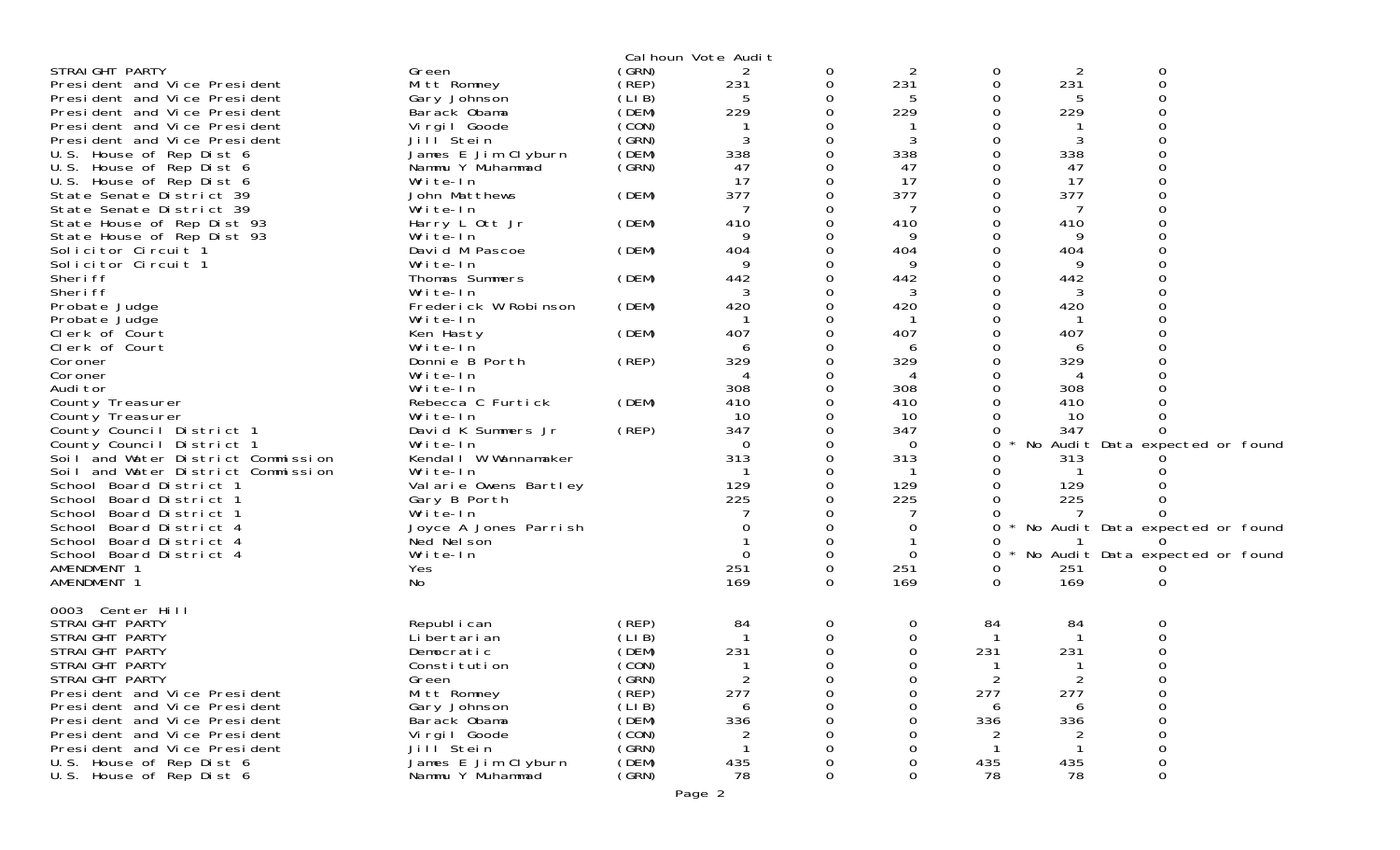Calhoun Vote Audit

| | | | | | | | | |
|---|---|---|---|---|---|---|---|---|
| STRAIGHT PARTY | Green | (GRN) | 2 | 0 | 2 | 0 | 2 | 0 |
| President and Vice President | Mitt Romney | (REP) | 231 | 0 | 231 | 0 | 231 | 0 |
| President and Vice President | Gary Johnson | (LIB) | 5 | 0 | 5 | 0 | 5 | 0 |
| President and Vice President | Barack Obama | (DEM) | 229 | 0 | 229 | 0 | 229 | 0 |
| President and Vice President | Virgil Goode | (CON) | 1 | 0 | 1 | 0 | 1 | 0 |
| President and Vice President | Jill Stein | (GRN) | 3 | 0 | 3 | 0 | 3 | 0 |
| U.S. House of Rep Dist 6 | James E Jim Clyburn | (DEM) | 338 | 0 | 338 | 0 | 338 | 0 |
| U.S. House of Rep Dist 6 | Nammu Y Muhammad | (GRN) | 47 | 0 | 47 | 0 | 47 | 0 |
| U.S. House of Rep Dist 6 | Write-In | | 17 | 0 | 17 | 0 | 17 | 0 |
| State Senate District 39 | John Matthews | (DEM) | 377 | 0 | 377 | 0 | 377 | 0 |
| State Senate District 39 | Write-In | | 7 | 0 | 7 | 0 | 7 | 0 |
| State House of Rep Dist 93 | Harry L Ott Jr | (DEM) | 410 | 0 | 410 | 0 | 410 | 0 |
| State House of Rep Dist 93 | Write-In | | 9 | 0 | 9 | 0 | 9 | 0 |
| Solicitor Circuit 1 | David M Pascoe | (DEM) | 404 | 0 | 404 | 0 | 404 | 0 |
| Solicitor Circuit 1 | Write-In | | 9 | 0 | 9 | 0 | 9 | 0 |
| Sheriff | Thomas Summers | (DEM) | 442 | 0 | 442 | 0 | 442 | 0 |
| Sheriff | Write-In | | 3 | 0 | 3 | 0 | 3 | 0 |
| Probate Judge | Frederick W Robinson | (DEM) | 420 | 0 | 420 | 0 | 420 | 0 |
| Probate Judge | Write-In | | 1 | 0 | 1 | 0 | 1 | 0 |
| Clerk of Court | Ken Hasty | (DEM) | 407 | 0 | 407 | 0 | 407 | 0 |
| Clerk of Court | Write-In | | 6 | 0 | 6 | 0 | 6 | 0 |
| Coroner | Donnie B Porth | (REP) | 329 | 0 | 329 | 0 | 329 | 0 |
| Coroner | Write-In | | 4 | 0 | 4 | 0 | 4 | 0 |
| Auditor | Write-In | | 308 | 0 | 308 | 0 | 308 | 0 |
| County Treasurer | Rebecca C Furtick | (DEM) | 410 | 0 | 410 | 0 | 410 | 0 |
| County Treasurer | Write-In | | 10 | 0 | 10 | 0 | 10 | 0 |
| County Council District 1 | David K Summers Jr | (REP) | 347 | 0 | 347 | 0 | 347 | 0 |
| County Council District 1 | Write-In | | 0 | 0 | 0 | 0 * No Audit Data expected or found | | |
| Soil and Water District Commission | Kendall W Wannamaker | | 313 | 0 | 313 | 0 | 313 | 0 |
| Soil and Water District Commission | Write-In | | 1 | 0 | 1 | 0 | 1 | 0 |
| School Board District 1 | Valarie Owens Bartley | | 129 | 0 | 129 | 0 | 129 | 0 |
| School Board District 1 | Gary B Porth | | 225 | 0 | 225 | 0 | 225 | 0 |
| School Board District 1 | Write-In | | 7 | 0 | 7 | 0 | 7 | 0 |
| School Board District 4 | Joyce A Jones Parrish | | 0 | 0 | 0 | 0 * No Audit Data expected or found | | |
| School Board District 4 | Ned Nelson | | 1 | 0 | 1 | 0 | 1 | 0 |
| School Board District 4 | Write-In | | 0 | 0 | 0 | 0 * No Audit Data expected or found | | |
| AMENDMENT 1 | Yes | | 251 | 0 | 251 | 0 | 251 | 0 |
| AMENDMENT 1 | No | | 169 | 0 | 169 | 0 | 169 | 0 |

0003 Center Hill

| | | | | | | | | |
|---|---|---|---|---|---|---|---|---|
| STRAIGHT PARTY | Republican | (REP) | 84 | 0 | 0 | 84 | 84 | 0 |
| STRAIGHT PARTY | Libertarian | (LIB) | 1 | 0 | 0 | 1 | 1 | 0 |
| STRAIGHT PARTY | Democratic | (DEM) | 231 | 0 | 0 | 231 | 231 | 0 |
| STRAIGHT PARTY | Constitution | (CON) | 1 | 0 | 0 | 1 | 1 | 0 |
| STRAIGHT PARTY | Green | (GRN) | 2 | 0 | 0 | 2 | 2 | 0 |
| President and Vice President | Mitt Romney | (REP) | 277 | 0 | 0 | 277 | 277 | 0 |
| President and Vice President | Gary Johnson | (LIB) | 6 | 0 | 0 | 6 | 6 | 0 |
| President and Vice President | Barack Obama | (DEM) | 336 | 0 | 0 | 336 | 336 | 0 |
| President and Vice President | Virgil Goode | (CON) | 2 | 0 | 0 | 2 | 2 | 0 |
| President and Vice President | Jill Stein | (GRN) | 1 | 0 | 0 | 1 | 1 | 0 |
| U.S. House of Rep Dist 6 | James E Jim Clyburn | (DEM) | 435 | 0 | 0 | 435 | 435 | 0 |
| U.S. House of Rep Dist 6 | Nammu Y Muhammad | (GRN) | 78 | 0 | 0 | 78 | 78 | 0 |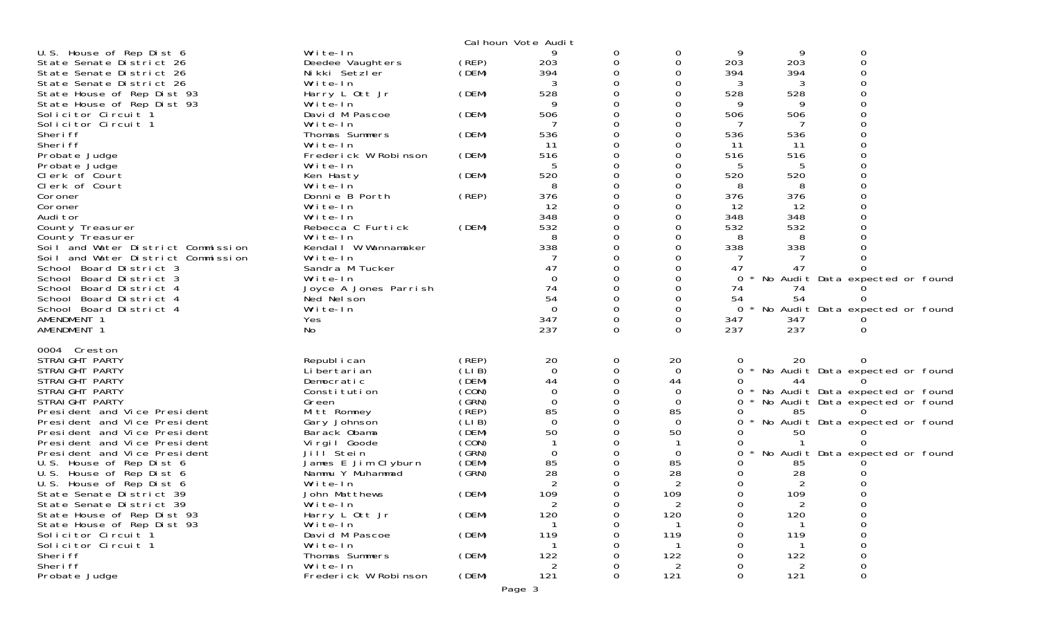Calhoun Vote Audit

| Contest | Candidate | Party | | | | | | |
|---|---|---|---|---|---|---|---|---|
| U.S. House of Rep Dist 6 | Write-In | | 9 | 0 | 0 | 9 | 9 | 0 |
| State Senate District 26 | Deedee Vaughters | (REP) | 203 | 0 | 0 | 203 | 203 | 0 |
| State Senate District 26 | Nikki Setzler | (DEM) | 394 | 0 | 0 | 394 | 394 | 0 |
| State Senate District 26 | Write-In | | 3 | 0 | 0 | 3 | 3 | 0 |
| State House of Rep Dist 93 | Harry L Ott Jr | (DEM) | 528 | 0 | 0 | 528 | 528 | 0 |
| State House of Rep Dist 93 | Write-In | | 9 | 0 | 0 | 9 | 9 | 0 |
| Solicitor Circuit 1 | David M Pascoe | (DEM) | 506 | 0 | 0 | 506 | 506 | 0 |
| Solicitor Circuit 1 | Write-In | | 7 | 0 | 0 | 7 | 7 | 0 |
| Sheriff | Thomas Summers | (DEM) | 536 | 0 | 0 | 536 | 536 | 0 |
| Sheriff | Write-In | | 11 | 0 | 0 | 11 | 11 | 0 |
| Probate Judge | Frederick W Robinson | (DEM) | 516 | 0 | 0 | 516 | 516 | 0 |
| Probate Judge | Write-In | | 5 | 0 | 0 | 5 | 5 | 0 |
| Clerk of Court | Ken Hasty | (DEM) | 520 | 0 | 0 | 520 | 520 | 0 |
| Clerk of Court | Write-In | | 8 | 0 | 0 | 8 | 8 | 0 |
| Coroner | Donnie B Porth | (REP) | 376 | 0 | 0 | 376 | 376 | 0 |
| Coroner | Write-In | | 12 | 0 | 0 | 12 | 12 | 0 |
| Auditor | Write-In | | 348 | 0 | 0 | 348 | 348 | 0 |
| County Treasurer | Rebecca C Furtick | (DEM) | 532 | 0 | 0 | 532 | 532 | 0 |
| County Treasurer | Write-In | | 8 | 0 | 0 | 8 | 8 | 0 |
| Soil and Water District Commission | Kendall W Wannamaker | | 338 | 0 | 0 | 338 | 338 | 0 |
| Soil and Water District Commission | Write-In | | 7 | 0 | 0 | 7 | 7 | 0 |
| School Board District 3 | Sandra M Tucker | | 47 | 0 | 0 | 47 | 47 | 0 |
| School Board District 3 | Write-In | | 0 | 0 | 0 | 0 * | No Audit Data expected or found | |
| School Board District 4 | Joyce A Jones Parrish | | 74 | 0 | 0 | 74 | 74 | 0 |
| School Board District 4 | Ned Nelson | | 54 | 0 | 0 | 54 | 54 | 0 |
| School Board District 4 | Write-In | | 0 | 0 | 0 | 0 * | No Audit Data expected or found | |
| AMENDMENT 1 | Yes | | 347 | 0 | 0 | 347 | 347 | 0 |
| AMENDMENT 1 | No | | 237 | 0 | 0 | 237 | 237 | 0 |

0004 Creston

| Contest | Candidate | Party | | | | | | |
|---|---|---|---|---|---|---|---|---|
| STRAIGHT PARTY | Republican | (REP) | 20 | 0 | 20 | 0 | 20 | 0 |
| STRAIGHT PARTY | Libertarian | (LIB) | 0 | 0 | 0 | 0 * | No Audit Data expected or found | |
| STRAIGHT PARTY | Democratic | (DEM) | 44 | 0 | 44 | 0 | 44 | 0 |
| STRAIGHT PARTY | Constitution | (CON) | 0 | 0 | 0 | 0 * | No Audit Data expected or found | |
| STRAIGHT PARTY | Green | (GRN) | 0 | 0 | 0 | 0 * | No Audit Data expected or found | |
| President and Vice President | Mitt Romney | (REP) | 85 | 0 | 85 | 0 | 85 | 0 |
| President and Vice President | Gary Johnson | (LIB) | 0 | 0 | 0 | 0 * | No Audit Data expected or found | |
| President and Vice President | Barack Obama | (DEM) | 50 | 0 | 50 | 0 | 50 | 0 |
| President and Vice President | Virgil Goode | (CON) | 1 | 0 | 1 | 0 | 1 | 0 |
| President and Vice President | Jill Stein | (GRN) | 0 | 0 | 0 | 0 * | No Audit Data expected or found | |
| U.S. House of Rep Dist 6 | James E Jim Clyburn | (DEM) | 85 | 0 | 85 | 0 | 85 | 0 |
| U.S. House of Rep Dist 6 | Nammu Y Muhammad | (GRN) | 28 | 0 | 28 | 0 | 28 | 0 |
| U.S. House of Rep Dist 6 | Write-In | | 2 | 0 | 2 | 0 | 2 | 0 |
| State Senate District 39 | John Matthews | (DEM) | 109 | 0 | 109 | 0 | 109 | 0 |
| State Senate District 39 | Write-In | | 2 | 0 | 2 | 0 | 2 | 0 |
| State House of Rep Dist 93 | Harry L Ott Jr | (DEM) | 120 | 0 | 120 | 0 | 120 | 0 |
| State House of Rep Dist 93 | Write-In | | 1 | 0 | 1 | 0 | 1 | 0 |
| Solicitor Circuit 1 | David M Pascoe | (DEM) | 119 | 0 | 119 | 0 | 119 | 0 |
| Solicitor Circuit 1 | Write-In | | 1 | 0 | 1 | 0 | 1 | 0 |
| Sheriff | Thomas Summers | (DEM) | 122 | 0 | 122 | 0 | 122 | 0 |
| Sheriff | Write-In | | 2 | 0 | 2 | 0 | 2 | 0 |
| Probate Judge | Frederick W Robinson | (DEM) | 121 | 0 | 121 | 0 | 121 | 0 |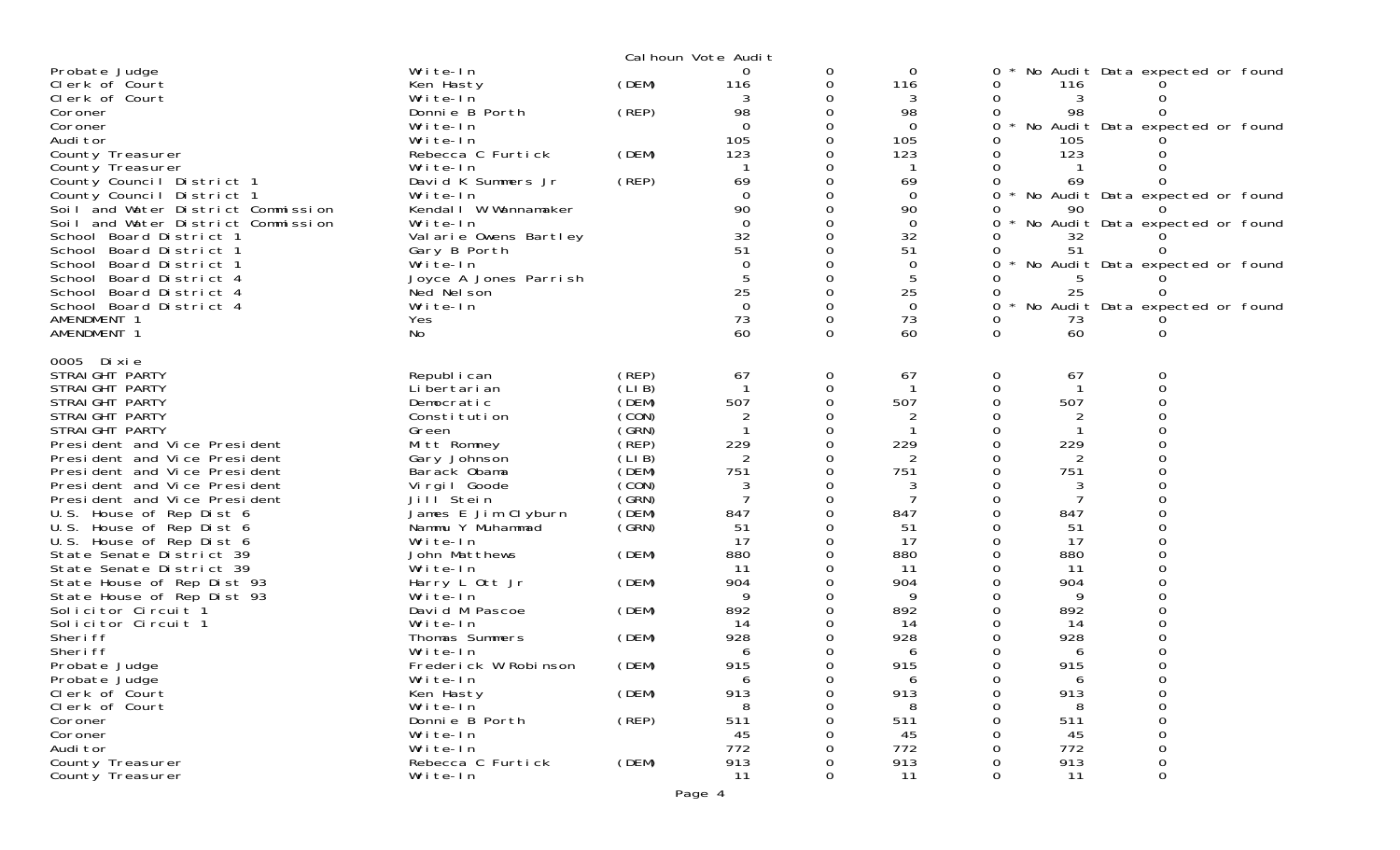Calhoun Vote Audit

| | | | | | | | | | |
|---|---|---|---|---|---|---|---|---|---|
| Probate Judge | Write-In | | 0 | 0 | 0 | 0 | * No Audit Data expected or found | | |
| Clerk of Court | Ken Hasty | (DEM) | 116 | 0 | 116 | 0 | 116 | 0 | |
| Clerk of Court | Write-In | | 3 | 0 | 3 | 0 | 3 | 0 | |
| Coroner | Donnie B Porth | (REP) | 98 | 0 | 98 | 0 | 98 | 0 | |
| Coroner | Write-In | | 0 | 0 | 0 | 0 | * No Audit Data expected or found | | |
| Auditor | Write-In | | 105 | 0 | 105 | 0 | 105 | 0 | |
| County Treasurer | Rebecca C Furtick | (DEM) | 123 | 0 | 123 | 0 | 123 | 0 | |
| County Treasurer | Write-In | | 1 | 0 | 1 | 0 | 1 | 0 | |
| County Council District 1 | David K Summers Jr | (REP) | 69 | 0 | 69 | 0 | 69 | 0 | |
| County Council District 1 | Write-In | | 0 | 0 | 0 | 0 | * No Audit Data expected or found | | |
| Soil and Water District Commission | Kendall W Wannamaker | | 90 | 0 | 90 | 0 | 90 | 0 | |
| Soil and Water District Commission | Write-In | | 0 | 0 | 0 | 0 | * No Audit Data expected or found | | |
| School Board District 1 | Valarie Owens Bartley | | 32 | 0 | 32 | 0 | 32 | 0 | |
| School Board District 1 | Gary B Porth | | 51 | 0 | 51 | 0 | 51 | 0 | |
| School Board District 1 | Write-In | | 0 | 0 | 0 | 0 | * No Audit Data expected or found | | |
| School Board District 4 | Joyce A Jones Parrish | | 5 | 0 | 5 | 0 | 5 | 0 | |
| School Board District 4 | Ned Nelson | | 25 | 0 | 25 | 0 | 25 | 0 | |
| School Board District 4 | Write-In | | 0 | 0 | 0 | 0 | * No Audit Data expected or found | | |
| AMENDMENT 1 | Yes | | 73 | 0 | 73 | 0 | 73 | 0 | |
| AMENDMENT 1 | No | | 60 | 0 | 60 | 0 | 60 | 0 | |

0005 Dixie

| | | | | | | | | |
|---|---|---|---|---|---|---|---|---|
| STRAIGHT PARTY | Republican | (REP) | 67 | 0 | 67 | 0 | 67 | 0 |
| STRAIGHT PARTY | Libertarian | (LIB) | 1 | 0 | 1 | 0 | 1 | 0 |
| STRAIGHT PARTY | Democratic | (DEM) | 507 | 0 | 507 | 0 | 507 | 0 |
| STRAIGHT PARTY | Constitution | (CON) | 2 | 0 | 2 | 0 | 2 | 0 |
| STRAIGHT PARTY | Green | (GRN) | 1 | 0 | 1 | 0 | 1 | 0 |
| President and Vice President | Mitt Romney | (REP) | 229 | 0 | 229 | 0 | 229 | 0 |
| President and Vice President | Gary Johnson | (LIB) | 2 | 0 | 2 | 0 | 2 | 0 |
| President and Vice President | Barack Obama | (DEM) | 751 | 0 | 751 | 0 | 751 | 0 |
| President and Vice President | Virgil Goode | (CON) | 3 | 0 | 3 | 0 | 3 | 0 |
| President and Vice President | Jill Stein | (GRN) | 7 | 0 | 7 | 0 | 7 | 0 |
| U.S. House of Rep Dist 6 | James E Jim Clyburn | (DEM) | 847 | 0 | 847 | 0 | 847 | 0 |
| U.S. House of Rep Dist 6 | Nammu Y Muhammad | (GRN) | 51 | 0 | 51 | 0 | 51 | 0 |
| U.S. House of Rep Dist 6 | Write-In | | 17 | 0 | 17 | 0 | 17 | 0 |
| State Senate District 39 | John Matthews | (DEM) | 880 | 0 | 880 | 0 | 880 | 0 |
| State Senate District 39 | Write-In | | 11 | 0 | 11 | 0 | 11 | 0 |
| State House of Rep Dist 93 | Harry L Ott Jr | (DEM) | 904 | 0 | 904 | 0 | 904 | 0 |
| State House of Rep Dist 93 | Write-In | | 9 | 0 | 9 | 0 | 9 | 0 |
| Solicitor Circuit 1 | David M Pascoe | (DEM) | 892 | 0 | 892 | 0 | 892 | 0 |
| Solicitor Circuit 1 | Write-In | | 14 | 0 | 14 | 0 | 14 | 0 |
| Sheriff | Thomas Summers | (DEM) | 928 | 0 | 928 | 0 | 928 | 0 |
| Sheriff | Write-In | | 6 | 0 | 6 | 0 | 6 | 0 |
| Probate Judge | Frederick W Robinson | (DEM) | 915 | 0 | 915 | 0 | 915 | 0 |
| Probate Judge | Write-In | | 6 | 0 | 6 | 0 | 6 | 0 |
| Clerk of Court | Ken Hasty | (DEM) | 913 | 0 | 913 | 0 | 913 | 0 |
| Clerk of Court | Write-In | | 8 | 0 | 8 | 0 | 8 | 0 |
| Coroner | Donnie B Porth | (REP) | 511 | 0 | 511 | 0 | 511 | 0 |
| Coroner | Write-In | | 45 | 0 | 45 | 0 | 45 | 0 |
| Auditor | Write-In | | 772 | 0 | 772 | 0 | 772 | 0 |
| County Treasurer | Rebecca C Furtick | (DEM) | 913 | 0 | 913 | 0 | 913 | 0 |
| County Treasurer | Write-In | | 11 | 0 | 11 | 0 | 11 | 0 |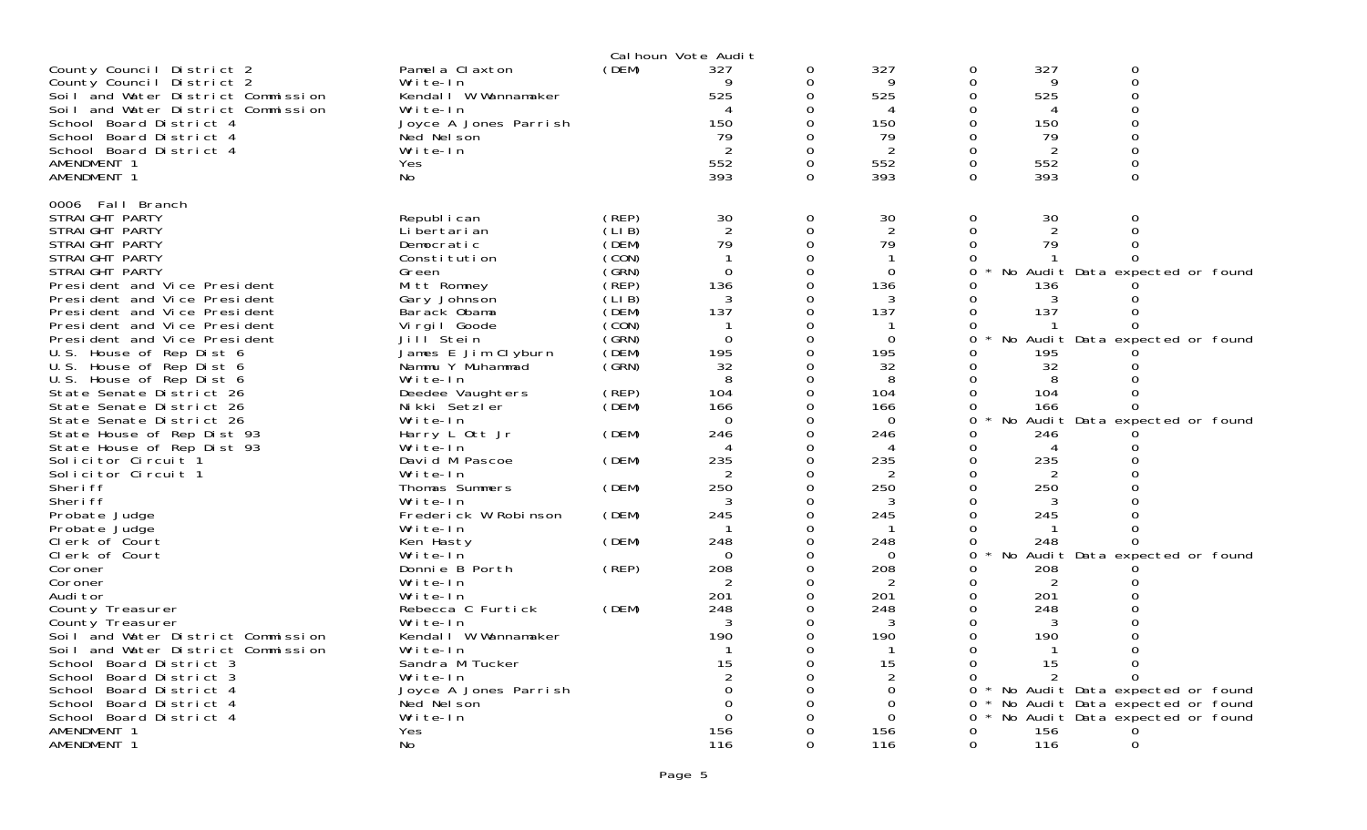Calhoun Vote Audit

| Contest | Candidate | Party | | | | | | |
|---|---|---|---|---|---|---|---|---|
| County Council District 2 | Pamela Claxton | (DEM) | 327 | 0 | 327 | 0 | 327 | 0 |
| County Council District 2 | Write-In | | 9 | 0 | 9 | 0 | 9 | 0 |
| Soil and Water District Commission | Kendall W Wannamaker | | 525 | 0 | 525 | 0 | 525 | 0 |
| Soil and Water District Commission | Write-In | | 4 | 0 | 4 | 0 | 4 | 0 |
| School Board District 4 | Joyce A Jones Parrish | | 150 | 0 | 150 | 0 | 150 | 0 |
| School Board District 4 | Ned Nelson | | 79 | 0 | 79 | 0 | 79 | 0 |
| School Board District 4 | Write-In | | 2 | 0 | 2 | 0 | 2 | 0 |
| AMENDMENT 1 | Yes | | 552 | 0 | 552 | 0 | 552 | 0 |
| AMENDMENT 1 | No | | 393 | 0 | 393 | 0 | 393 | 0 |

0006 Fall Branch

| Contest | Candidate | Party | | | | | | |
|---|---|---|---|---|---|---|---|---|
| STRAIGHT PARTY | Republican | (REP) | 30 | 0 | 30 | 0 | 30 | 0 |
| STRAIGHT PARTY | Libertarian | (LIB) | 2 | 0 | 2 | 0 | 2 | 0 |
| STRAIGHT PARTY | Democratic | (DEM) | 79 | 0 | 79 | 0 | 79 | 0 |
| STRAIGHT PARTY | Constitution | (CON) | 1 | 0 | 1 | 0 | 1 | 0 |
| STRAIGHT PARTY | Green | (GRN) | 0 | 0 | 0 | 0 * | No Audit Data expected or found | |
| President and Vice President | Mitt Romney | (REP) | 136 | 0 | 136 | 0 | 136 | 0 |
| President and Vice President | Gary Johnson | (LIB) | 3 | 0 | 3 | 0 | 3 | 0 |
| President and Vice President | Barack Obama | (DEM) | 137 | 0 | 137 | 0 | 137 | 0 |
| President and Vice President | Virgil Goode | (CON) | 1 | 0 | 1 | 0 | 1 | 0 |
| President and Vice President | Jill Stein | (GRN) | 0 | 0 | 0 | 0 * | No Audit Data expected or found | |
| U.S. House of Rep Dist 6 | James E Jim Clyburn | (DEM) | 195 | 0 | 195 | 0 | 195 | 0 |
| U.S. House of Rep Dist 6 | Nammu Y Muhammad | (GRN) | 32 | 0 | 32 | 0 | 32 | 0 |
| U.S. House of Rep Dist 6 | Write-In | | 8 | 0 | 8 | 0 | 8 | 0 |
| State Senate District 26 | Deedee Vaughters | (REP) | 104 | 0 | 104 | 0 | 104 | 0 |
| State Senate District 26 | Nikki Setzler | (DEM) | 166 | 0 | 166 | 0 | 166 | 0 |
| State Senate District 26 | Write-In | | 0 | 0 | 0 | 0 * | No Audit Data expected or found | |
| State House of Rep Dist 93 | Harry L Ott Jr | (DEM) | 246 | 0 | 246 | 0 | 246 | 0 |
| State House of Rep Dist 93 | Write-In | | 4 | 0 | 4 | 0 | 4 | 0 |
| Solicitor Circuit 1 | David M Pascoe | (DEM) | 235 | 0 | 235 | 0 | 235 | 0 |
| Solicitor Circuit 1 | Write-In | | 2 | 0 | 2 | 0 | 2 | 0 |
| Sheriff | Thomas Summers | (DEM) | 250 | 0 | 250 | 0 | 250 | 0 |
| Sheriff | Write-In | | 3 | 0 | 3 | 0 | 3 | 0 |
| Probate Judge | Frederick W Robinson | (DEM) | 245 | 0 | 245 | 0 | 245 | 0 |
| Probate Judge | Write-In | | 1 | 0 | 1 | 0 | 1 | 0 |
| Clerk of Court | Ken Hasty | (DEM) | 248 | 0 | 248 | 0 | 248 | 0 |
| Clerk of Court | Write-In | | 0 | 0 | 0 | 0 * | No Audit Data expected or found | |
| Coroner | Donnie B Porth | (REP) | 208 | 0 | 208 | 0 | 208 | 0 |
| Coroner | Write-In | | 2 | 0 | 2 | 0 | 2 | 0 |
| Auditor | Write-In | | 201 | 0 | 201 | 0 | 201 | 0 |
| County Treasurer | Rebecca C Furtick | (DEM) | 248 | 0 | 248 | 0 | 248 | 0 |
| County Treasurer | Write-In | | 3 | 0 | 3 | 0 | 3 | 0 |
| Soil and Water District Commission | Kendall W Wannamaker | | 190 | 0 | 190 | 0 | 190 | 0 |
| Soil and Water District Commission | Write-In | | 1 | 0 | 1 | 0 | 1 | 0 |
| School Board District 3 | Sandra M Tucker | | 15 | 0 | 15 | 0 | 15 | 0 |
| School Board District 3 | Write-In | | 2 | 0 | 2 | 0 | 2 | 0 |
| School Board District 4 | Joyce A Jones Parrish | | 0 | 0 | 0 | 0 * | No Audit Data expected or found | |
| School Board District 4 | Ned Nelson | | 0 | 0 | 0 | 0 * | No Audit Data expected or found | |
| School Board District 4 | Write-In | | 0 | 0 | 0 | 0 * | No Audit Data expected or found | |
| AMENDMENT 1 | Yes | | 156 | 0 | 156 | 0 | 156 | 0 |
| AMENDMENT 1 | No | | 116 | 0 | 116 | 0 | 116 | 0 |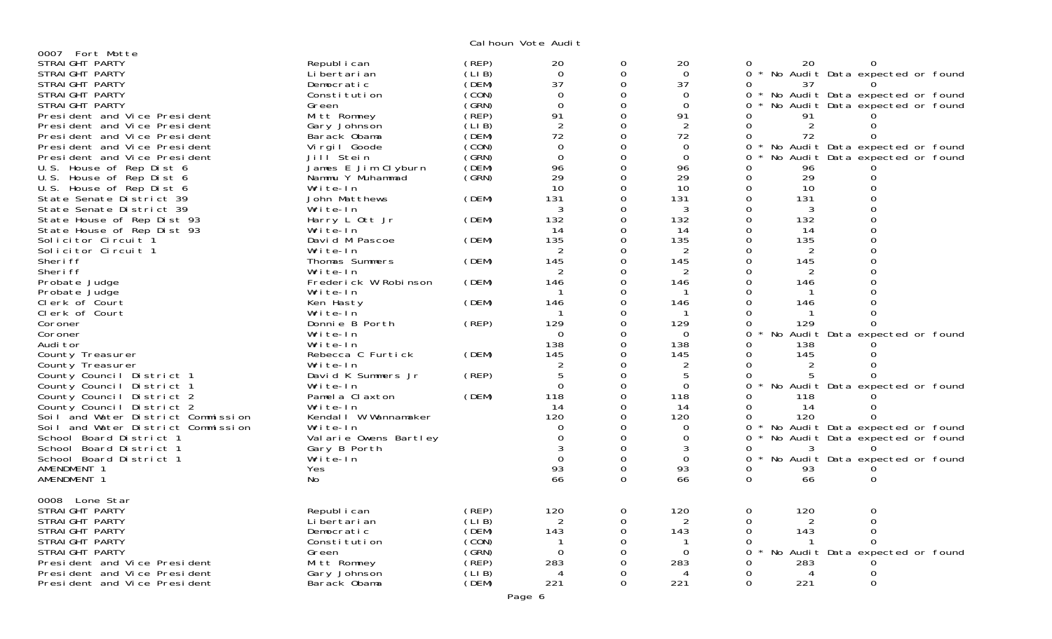Calhoun Vote Audit

## 0007 Fort Motte

| Office | Candidate | Party | | | | | | |
|---|---|---|---|---|---|---|---|---|
| STRAIGHT PARTY | Republican | (REP) | 20 | 0 | 20 | 0 | 20 | 0 |
| STRAIGHT PARTY | Libertarian | (LIB) | 0 | 0 | 0 | 0 * | No Audit Data expected or found | |
| STRAIGHT PARTY | Democratic | (DEM) | 37 | 0 | 37 | 0 | 37 | 0 |
| STRAIGHT PARTY | Constitution | (CON) | 0 | 0 | 0 | 0 * | No Audit Data expected or found | |
| STRAIGHT PARTY | Green | (GRN) | 0 | 0 | 0 | 0 * | No Audit Data expected or found | |
| President and Vice President | Mitt Romney | (REP) | 91 | 0 | 91 | 0 | 91 | 0 |
| President and Vice President | Gary Johnson | (LIB) | 2 | 0 | 2 | 0 | 2 | 0 |
| President and Vice President | Barack Obama | (DEM) | 72 | 0 | 72 | 0 | 72 | 0 |
| President and Vice President | Virgil Goode | (CON) | 0 | 0 | 0 | 0 * | No Audit Data expected or found | |
| President and Vice President | Jill Stein | (GRN) | 0 | 0 | 0 | 0 * | No Audit Data expected or found | |
| U.S. House of Rep Dist 6 | James E Jim Clyburn | (DEM) | 96 | 0 | 96 | 0 | 96 | 0 |
| U.S. House of Rep Dist 6 | Nammu Y Muhammad | (GRN) | 29 | 0 | 29 | 0 | 29 | 0 |
| U.S. House of Rep Dist 6 | Write-In | | 10 | 0 | 10 | 0 | 10 | 0 |
| State Senate District 39 | John Matthews | (DEM) | 131 | 0 | 131 | 0 | 131 | 0 |
| State Senate District 39 | Write-In | | 3 | 0 | 3 | 0 | 3 | 0 |
| State House of Rep Dist 93 | Harry L Ott Jr | (DEM) | 132 | 0 | 132 | 0 | 132 | 0 |
| State House of Rep Dist 93 | Write-In | | 14 | 0 | 14 | 0 | 14 | 0 |
| Solicitor Circuit 1 | David M Pascoe | (DEM) | 135 | 0 | 135 | 0 | 135 | 0 |
| Solicitor Circuit 1 | Write-In | | 2 | 0 | 2 | 0 | 2 | 0 |
| Sheriff | Thomas Summers | (DEM) | 145 | 0 | 145 | 0 | 145 | 0 |
| Sheriff | Write-In | | 2 | 0 | 2 | 0 | 2 | 0 |
| Probate Judge | Frederick W Robinson | (DEM) | 146 | 0 | 146 | 0 | 146 | 0 |
| Probate Judge | Write-In | | 1 | 0 | 1 | 0 | 1 | 0 |
| Clerk of Court | Ken Hasty | (DEM) | 146 | 0 | 146 | 0 | 146 | 0 |
| Clerk of Court | Write-In | | 1 | 0 | 1 | 0 | 1 | 0 |
| Coroner | Donnie B Porth | (REP) | 129 | 0 | 129 | 0 | 129 | 0 |
| Coroner | Write-In | | 0 | 0 | 0 | 0 * | No Audit Data expected or found | |
| Auditor | Write-In | | 138 | 0 | 138 | 0 | 138 | 0 |
| County Treasurer | Rebecca C Furtick | (DEM) | 145 | 0 | 145 | 0 | 145 | 0 |
| County Treasurer | Write-In | | 2 | 0 | 2 | 0 | 2 | 0 |
| County Council District 1 | David K Summers Jr | (REP) | 5 | 0 | 5 | 0 | 5 | 0 |
| County Council District 1 | Write-In | | 0 | 0 | 0 | 0 * | No Audit Data expected or found | |
| County Council District 2 | Pamela Claxton | (DEM) | 118 | 0 | 118 | 0 | 118 | 0 |
| County Council District 2 | Write-In | | 14 | 0 | 14 | 0 | 14 | 0 |
| Soil and Water District Commission | Kendall W Wannamaker | | 120 | 0 | 120 | 0 | 120 | 0 |
| Soil and Water District Commission | Write-In | | 0 | 0 | 0 | 0 * | No Audit Data expected or found | |
| School Board District 1 | Valarie Owens Bartley | | 0 | 0 | 0 | 0 * | No Audit Data expected or found | |
| School Board District 1 | Gary B Porth | | 3 | 0 | 3 | 0 | 3 | 0 |
| School Board District 1 | Write-In | | 0 | 0 | 0 | 0 * | No Audit Data expected or found | |
| AMENDMENT 1 | Yes | | 93 | 0 | 93 | 0 | 93 | 0 |
| AMENDMENT 1 | No | | 66 | 0 | 66 | 0 | 66 | 0 |

## 0008 Lone Star

| Office | Candidate | Party | | | | | | |
|---|---|---|---|---|---|---|---|---|
| STRAIGHT PARTY | Republican | (REP) | 120 | 0 | 120 | 0 | 120 | 0 |
| STRAIGHT PARTY | Libertarian | (LIB) | 2 | 0 | 2 | 0 | 2 | 0 |
| STRAIGHT PARTY | Democratic | (DEM) | 143 | 0 | 143 | 0 | 143 | 0 |
| STRAIGHT PARTY | Constitution | (CON) | 1 | 0 | 1 | 0 | 1 | 0 |
| STRAIGHT PARTY | Green | (GRN) | 0 | 0 | 0 | 0 * | No Audit Data expected or found | |
| President and Vice President | Mitt Romney | (REP) | 283 | 0 | 283 | 0 | 283 | 0 |
| President and Vice President | Gary Johnson | (LIB) | 4 | 0 | 4 | 0 | 4 | 0 |
| President and Vice President | Barack Obama | (DEM) | 221 | 0 | 221 | 0 | 221 | 0 |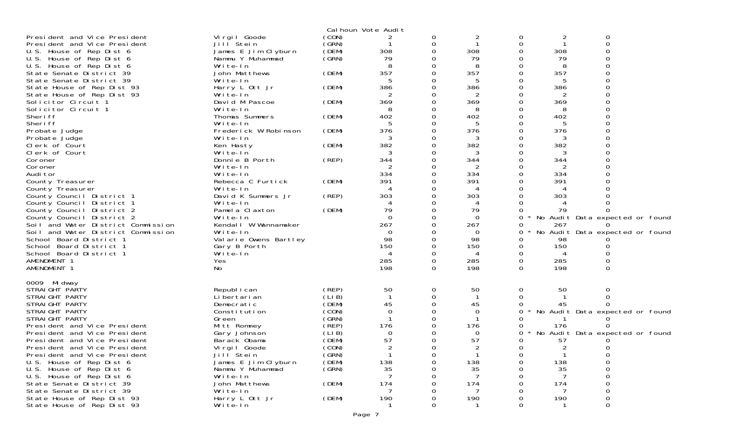Calhoun Vote Audit

| | | | | | | | | |
|---|---|---|---|---|---|---|---|---|
| President and Vice President | Virgil Goode | (CON) | 2 | 0 | 2 | 0 | 2 | 0 |
| President and Vice President | Jill Stein | (GRN) | 1 | 0 | 1 | 0 | 1 | 0 |
| U.S. House of Rep Dist 6 | James E Jim Clyburn | (DEM) | 308 | 0 | 308 | 0 | 308 | 0 |
| U.S. House of Rep Dist 6 | Nammu Y Muhammad | (GRN) | 79 | 0 | 79 | 0 | 79 | 0 |
| U.S. House of Rep Dist 6 | Write-In | | 8 | 0 | 8 | 0 | 8 | 0 |
| State Senate District 39 | John Matthews | (DEM) | 357 | 0 | 357 | 0 | 357 | 0 |
| State Senate District 39 | Write-In | | 5 | 0 | 5 | 0 | 5 | 0 |
| State House of Rep Dist 93 | Harry L Ott Jr | (DEM) | 386 | 0 | 386 | 0 | 386 | 0 |
| State House of Rep Dist 93 | Write-In | | 2 | 0 | 2 | 0 | 2 | 0 |
| Solicitor Circuit 1 | David M Pascoe | (DEM) | 369 | 0 | 369 | 0 | 369 | 0 |
| Solicitor Circuit 1 | Write-In | | 8 | 0 | 8 | 0 | 8 | 0 |
| Sheriff | Thomas Summers | (DEM) | 402 | 0 | 402 | 0 | 402 | 0 |
| Sheriff | Write-In | | 5 | 0 | 5 | 0 | 5 | 0 |
| Probate Judge | Frederick W Robinson | (DEM) | 376 | 0 | 376 | 0 | 376 | 0 |
| Probate Judge | Write-In | | 3 | 0 | 3 | 0 | 3 | 0 |
| Clerk of Court | Ken Hasty | (DEM) | 382 | 0 | 382 | 0 | 382 | 0 |
| Clerk of Court | Write-In | | 3 | 0 | 3 | 0 | 3 | 0 |
| Coroner | Donnie B Porth | (REP) | 344 | 0 | 344 | 0 | 344 | 0 |
| Coroner | Write-In | | 2 | 0 | 2 | 0 | 2 | 0 |
| Auditor | Write-In | | 334 | 0 | 334 | 0 | 334 | 0 |
| County Treasurer | Rebecca C Furtick | (DEM) | 391 | 0 | 391 | 0 | 391 | 0 |
| County Treasurer | Write-In | | 4 | 0 | 4 | 0 | 4 | 0 |
| County Council District 1 | David K Summers Jr | (REP) | 303 | 0 | 303 | 0 | 303 | 0 |
| County Council District 1 | Write-In | | 4 | 0 | 4 | 0 | 4 | 0 |
| County Council District 2 | Pamela Claxton | (DEM) | 79 | 0 | 79 | 0 | 79 | 0 |
| County Council District 2 | Write-In | | 0 | 0 | 0 | 0 * No Audit Data expected or found | | |
| Soil and Water District Commission | Kendall W Wannamaker | | 267 | 0 | 267 | 0 | 267 | 0 |
| Soil and Water District Commission | Write-In | | 0 | 0 | 0 | 0 * No Audit Data expected or found | | |
| School Board District 1 | Valarie Owens Bartley | | 98 | 0 | 98 | 0 | 98 | 0 |
| School Board District 1 | Gary B Porth | | 150 | 0 | 150 | 0 | 150 | 0 |
| School Board District 1 | Write-In | | 4 | 0 | 4 | 0 | 4 | 0 |
| AMENDMENT 1 | Yes | | 285 | 0 | 285 | 0 | 285 | 0 |
| AMENDMENT 1 | No | | 198 | 0 | 198 | 0 | 198 | 0 |

0009 Midway

| | | | | | | | | |
|---|---|---|---|---|---|---|---|---|
| STRAIGHT PARTY | Republican | (REP) | 50 | 0 | 50 | 0 | 50 | 0 |
| STRAIGHT PARTY | Libertarian | (LIB) | 1 | 0 | 1 | 0 | 1 | 0 |
| STRAIGHT PARTY | Democratic | (DEM) | 45 | 0 | 45 | 0 | 45 | 0 |
| STRAIGHT PARTY | Constitution | (CON) | 0 | 0 | 0 | 0 * No Audit Data expected or found | | |
| STRAIGHT PARTY | Green | (GRN) | 1 | 0 | 1 | 0 | 1 | 0 |
| President and Vice President | Mitt Romney | (REP) | 176 | 0 | 176 | 0 | 176 | 0 |
| President and Vice President | Gary Johnson | (LIB) | 0 | 0 | 0 | 0 * No Audit Data expected or found | | |
| President and Vice President | Barack Obama | (DEM) | 57 | 0 | 57 | 0 | 57 | 0 |
| President and Vice President | Virgil Goode | (CON) | 2 | 0 | 2 | 0 | 2 | 0 |
| President and Vice President | Jill Stein | (GRN) | 1 | 0 | 1 | 0 | 1 | 0 |
| U.S. House of Rep Dist 6 | James E Jim Clyburn | (DEM) | 138 | 0 | 138 | 0 | 138 | 0 |
| U.S. House of Rep Dist 6 | Nammu Y Muhammad | (GRN) | 35 | 0 | 35 | 0 | 35 | 0 |
| U.S. House of Rep Dist 6 | Write-In | | 7 | 0 | 7 | 0 | 7 | 0 |
| State Senate District 39 | John Matthews | (DEM) | 174 | 0 | 174 | 0 | 174 | 0 |
| State Senate District 39 | Write-In | | 7 | 0 | 7 | 0 | 7 | 0 |
| State House of Rep Dist 93 | Harry L Ott Jr | (DEM) | 190 | 0 | 190 | 0 | 190 | 0 |
| State House of Rep Dist 93 | Write-In | | 1 | 0 | 1 | 0 | 1 | 0 |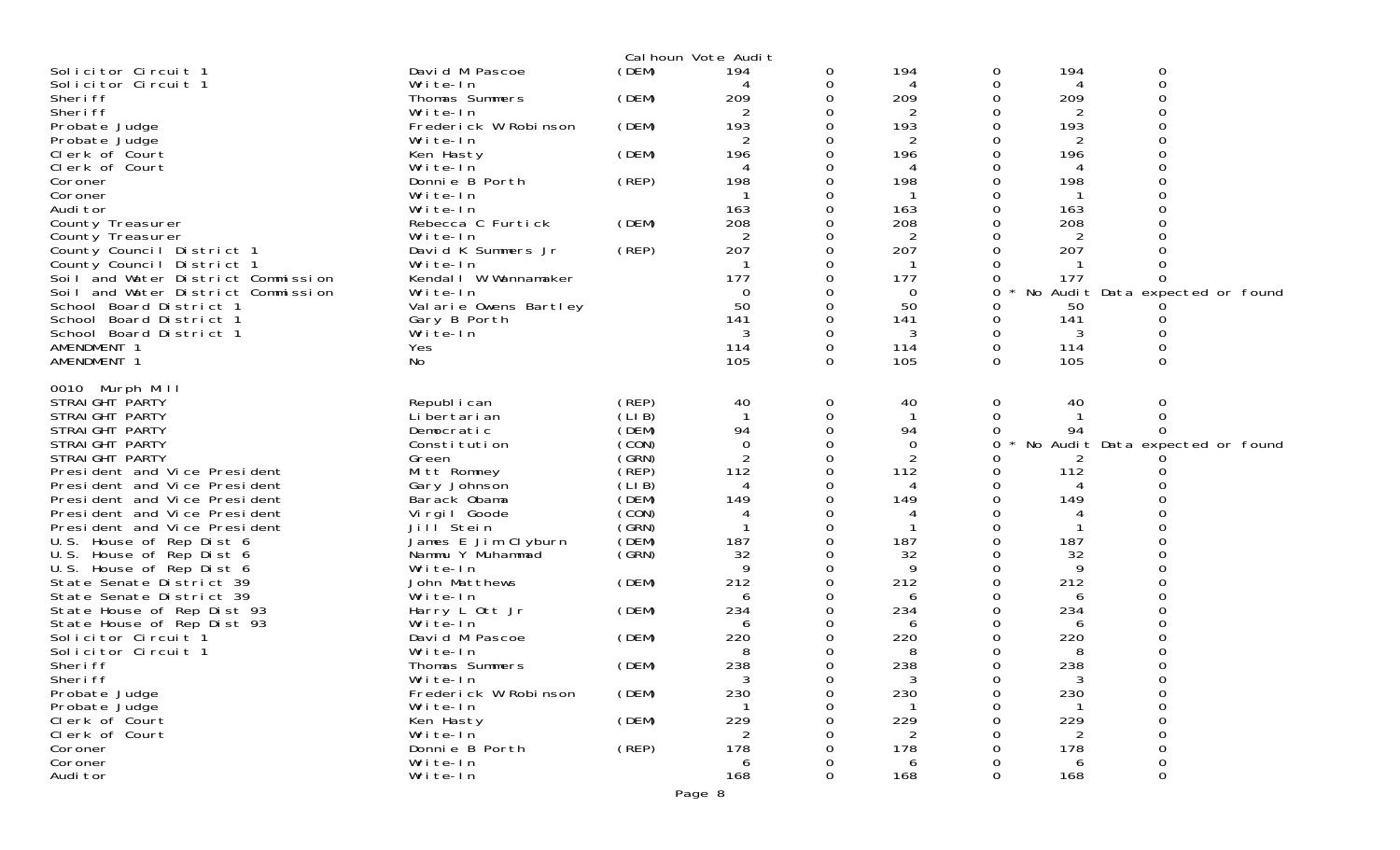Calhoun Vote Audit

| | | | | | | | | |
|---|---|---|---|---|---|---|---|---|
| Solicitor Circuit 1 | David M Pascoe | (DEM) | 194 | 0 | 194 | 0 | 194 | 0 |
| Solicitor Circuit 1 | Write-In | | 4 | 0 | 4 | 0 | 4 | 0 |
| Sheriff | Thomas Summers | (DEM) | 209 | 0 | 209 | 0 | 209 | 0 |
| Sheriff | Write-In | | 2 | 0 | 2 | 0 | 2 | 0 |
| Probate Judge | Frederick W Robinson | (DEM) | 193 | 0 | 193 | 0 | 193 | 0 |
| Probate Judge | Write-In | | 2 | 0 | 2 | 0 | 2 | 0 |
| Clerk of Court | Ken Hasty | (DEM) | 196 | 0 | 196 | 0 | 196 | 0 |
| Clerk of Court | Write-In | | 4 | 0 | 4 | 0 | 4 | 0 |
| Coroner | Donnie B Porth | (REP) | 198 | 0 | 198 | 0 | 198 | 0 |
| Coroner | Write-In | | 1 | 0 | 1 | 0 | 1 | 0 |
| Auditor | Write-In | | 163 | 0 | 163 | 0 | 163 | 0 |
| County Treasurer | Rebecca C Furtick | (DEM) | 208 | 0 | 208 | 0 | 208 | 0 |
| County Treasurer | Write-In | | 2 | 0 | 2 | 0 | 2 | 0 |
| County Council District 1 | David K Summers Jr | (REP) | 207 | 0 | 207 | 0 | 207 | 0 |
| County Council District 1 | Write-In | | 1 | 0 | 1 | 0 | 1 | 0 |
| Soil and Water District Commission | Kendall W Wannamaker | | 177 | 0 | 177 | 0 | 177 | 0 |
| Soil and Water District Commission | Write-In | | 0 | 0 | 0 | 0 * No Audit Data expected or found | | |
| School Board District 1 | Valarie Owens Bartley | | 50 | 0 | 50 | 0 | 50 | 0 |
| School Board District 1 | Gary B Porth | | 141 | 0 | 141 | 0 | 141 | 0 |
| School Board District 1 | Write-In | | 3 | 0 | 3 | 0 | 3 | 0 |
| AMENDMENT 1 | Yes | | 114 | 0 | 114 | 0 | 114 | 0 |
| AMENDMENT 1 | No | | 105 | 0 | 105 | 0 | 105 | 0 |

0010 Murph Mill

| | | | | | | | | |
|---|---|---|---|---|---|---|---|---|
| STRAIGHT PARTY | Republican | (REP) | 40 | 0 | 40 | 0 | 40 | 0 |
| STRAIGHT PARTY | Libertarian | (LIB) | 1 | 0 | 1 | 0 | 1 | 0 |
| STRAIGHT PARTY | Democratic | (DEM) | 94 | 0 | 94 | 0 | 94 | 0 |
| STRAIGHT PARTY | Constitution | (CON) | 0 | 0 | 0 | 0 * No Audit Data expected or found | | |
| STRAIGHT PARTY | Green | (GRN) | 2 | 0 | 2 | 0 | 2 | 0 |
| President and Vice President | Mitt Romney | (REP) | 112 | 0 | 112 | 0 | 112 | 0 |
| President and Vice President | Gary Johnson | (LIB) | 4 | 0 | 4 | 0 | 4 | 0 |
| President and Vice President | Barack Obama | (DEM) | 149 | 0 | 149 | 0 | 149 | 0 |
| President and Vice President | Virgil Goode | (CON) | 4 | 0 | 4 | 0 | 4 | 0 |
| President and Vice President | Jill Stein | (GRN) | 1 | 0 | 1 | 0 | 1 | 0 |
| U.S. House of Rep Dist 6 | James E Jim Clyburn | (DEM) | 187 | 0 | 187 | 0 | 187 | 0 |
| U.S. House of Rep Dist 6 | Nammu Y Muhammad | (GRN) | 32 | 0 | 32 | 0 | 32 | 0 |
| U.S. House of Rep Dist 6 | Write-In | | 9 | 0 | 9 | 0 | 9 | 0 |
| State Senate District 39 | John Matthews | (DEM) | 212 | 0 | 212 | 0 | 212 | 0 |
| State Senate District 39 | Write-In | | 6 | 0 | 6 | 0 | 6 | 0 |
| State House of Rep Dist 93 | Harry L Ott Jr | (DEM) | 234 | 0 | 234 | 0 | 234 | 0 |
| State House of Rep Dist 93 | Write-In | | 6 | 0 | 6 | 0 | 6 | 0 |
| Solicitor Circuit 1 | David M Pascoe | (DEM) | 220 | 0 | 220 | 0 | 220 | 0 |
| Solicitor Circuit 1 | Write-In | | 8 | 0 | 8 | 0 | 8 | 0 |
| Sheriff | Thomas Summers | (DEM) | 238 | 0 | 238 | 0 | 238 | 0 |
| Sheriff | Write-In | | 3 | 0 | 3 | 0 | 3 | 0 |
| Probate Judge | Frederick W Robinson | (DEM) | 230 | 0 | 230 | 0 | 230 | 0 |
| Probate Judge | Write-In | | 1 | 0 | 1 | 0 | 1 | 0 |
| Clerk of Court | Ken Hasty | (DEM) | 229 | 0 | 229 | 0 | 229 | 0 |
| Clerk of Court | Write-In | | 2 | 0 | 2 | 0 | 2 | 0 |
| Coroner | Donnie B Porth | (REP) | 178 | 0 | 178 | 0 | 178 | 0 |
| Coroner | Write-In | | 6 | 0 | 6 | 0 | 6 | 0 |
| Auditor | Write-In | | 168 | 0 | 168 | 0 | 168 | 0 |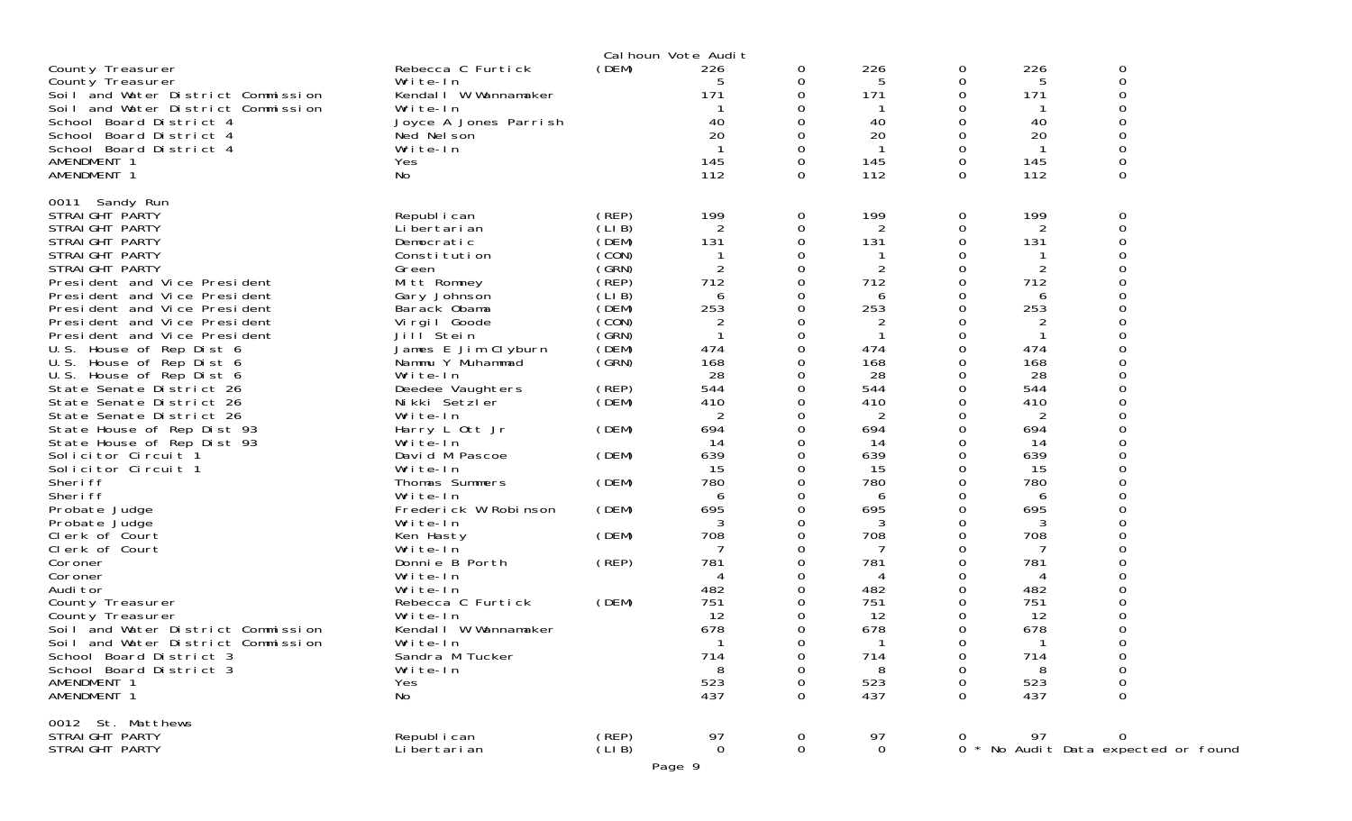Calhoun Vote Audit

| | | | | | | | | |
|---|---|---|---|---|---|---|---|---|
| County Treasurer | Rebecca C Furtick | (DEM) | 226 | 0 | 226 | 0 | 226 | 0 |
| County Treasurer | Write-In | | 5 | 0 | 5 | 0 | 5 | 0 |
| Soil and Water District Commission | Kendall W Wannamaker | | 171 | 0 | 171 | 0 | 171 | 0 |
| Soil and Water District Commission | Write-In | | 1 | 0 | 1 | 0 | 1 | 0 |
| School Board District 4 | Joyce A Jones Parrish | | 40 | 0 | 40 | 0 | 40 | 0 |
| School Board District 4 | Ned Nelson | | 20 | 0 | 20 | 0 | 20 | 0 |
| School Board District 4 | Write-In | | 1 | 0 | 1 | 0 | 1 | 0 |
| AMENDMENT 1 | Yes | | 145 | 0 | 145 | 0 | 145 | 0 |
| AMENDMENT 1 | No | | 112 | 0 | 112 | 0 | 112 | 0 |

0011 Sandy Run

| | | | | | | | | |
|---|---|---|---|---|---|---|---|---|
| STRAIGHT PARTY | Republican | (REP) | 199 | 0 | 199 | 0 | 199 | 0 |
| STRAIGHT PARTY | Libertarian | (LIB) | 2 | 0 | 2 | 0 | 2 | 0 |
| STRAIGHT PARTY | Democratic | (DEM) | 131 | 0 | 131 | 0 | 131 | 0 |
| STRAIGHT PARTY | Constitution | (CON) | 1 | 0 | 1 | 0 | 1 | 0 |
| STRAIGHT PARTY | Green | (GRN) | 2 | 0 | 2 | 0 | 2 | 0 |
| President and Vice President | Mitt Romney | (REP) | 712 | 0 | 712 | 0 | 712 | 0 |
| President and Vice President | Gary Johnson | (LIB) | 6 | 0 | 6 | 0 | 6 | 0 |
| President and Vice President | Barack Obama | (DEM) | 253 | 0 | 253 | 0 | 253 | 0 |
| President and Vice President | Virgil Goode | (CON) | 2 | 0 | 2 | 0 | 2 | 0 |
| President and Vice President | Jill Stein | (GRN) | 1 | 0 | 1 | 0 | 1 | 0 |
| U.S. House of Rep Dist 6 | James E Jim Clyburn | (DEM) | 474 | 0 | 474 | 0 | 474 | 0 |
| U.S. House of Rep Dist 6 | Nammu Y Muhammad | (GRN) | 168 | 0 | 168 | 0 | 168 | 0 |
| U.S. House of Rep Dist 6 | Write-In | | 28 | 0 | 28 | 0 | 28 | 0 |
| State Senate District 26 | Deedee Vaughters | (REP) | 544 | 0 | 544 | 0 | 544 | 0 |
| State Senate District 26 | Nikki Setzler | (DEM) | 410 | 0 | 410 | 0 | 410 | 0 |
| State Senate District 26 | Write-In | | 2 | 0 | 2 | 0 | 2 | 0 |
| State House of Rep Dist 93 | Harry L Ott Jr | (DEM) | 694 | 0 | 694 | 0 | 694 | 0 |
| State House of Rep Dist 93 | Write-In | | 14 | 0 | 14 | 0 | 14 | 0 |
| Solicitor Circuit 1 | David M Pascoe | (DEM) | 639 | 0 | 639 | 0 | 639 | 0 |
| Solicitor Circuit 1 | Write-In | | 15 | 0 | 15 | 0 | 15 | 0 |
| Sheriff | Thomas Summers | (DEM) | 780 | 0 | 780 | 0 | 780 | 0 |
| Sheriff | Write-In | | 6 | 0 | 6 | 0 | 6 | 0 |
| Probate Judge | Frederick W Robinson | (DEM) | 695 | 0 | 695 | 0 | 695 | 0 |
| Probate Judge | Write-In | | 3 | 0 | 3 | 0 | 3 | 0 |
| Clerk of Court | Ken Hasty | (DEM) | 708 | 0 | 708 | 0 | 708 | 0 |
| Clerk of Court | Write-In | | 7 | 0 | 7 | 0 | 7 | 0 |
| Coroner | Donnie B Porth | (REP) | 781 | 0 | 781 | 0 | 781 | 0 |
| Coroner | Write-In | | 4 | 0 | 4 | 0 | 4 | 0 |
| Auditor | Write-In | | 482 | 0 | 482 | 0 | 482 | 0 |
| County Treasurer | Rebecca C Furtick | (DEM) | 751 | 0 | 751 | 0 | 751 | 0 |
| County Treasurer | Write-In | | 12 | 0 | 12 | 0 | 12 | 0 |
| Soil and Water District Commission | Kendall W Wannamaker | | 678 | 0 | 678 | 0 | 678 | 0 |
| Soil and Water District Commission | Write-In | | 1 | 0 | 1 | 0 | 1 | 0 |
| School Board District 3 | Sandra M Tucker | | 714 | 0 | 714 | 0 | 714 | 0 |
| School Board District 3 | Write-In | | 8 | 0 | 8 | 0 | 8 | 0 |
| AMENDMENT 1 | Yes | | 523 | 0 | 523 | 0 | 523 | 0 |
| AMENDMENT 1 | No | | 437 | 0 | 437 | 0 | 437 | 0 |

0012 St. Matthews

| | | | | | | | | |
|---|---|---|---|---|---|---|---|---|
| STRAIGHT PARTY | Republican | (REP) | 97 | 0 | 97 | 0 | 97 | 0 |
| STRAIGHT PARTY | Libertarian | (LIB) | 0 | 0 | 0 | 0 * No Audit Data expected or found | | |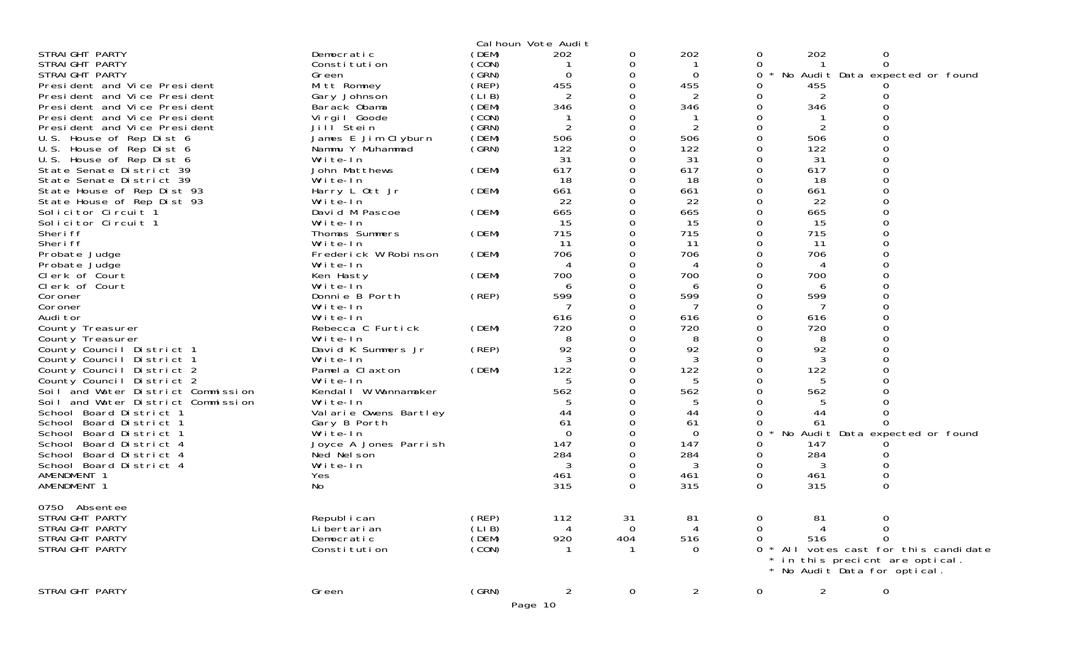Calhoun Vote Audit

| Contest | Candidate | Party | | | | | | |
|---|---|---|---|---|---|---|---|---|
| STRAIGHT PARTY | Democratic | (DEM) | 202 | 0 | 202 | 0 | 202 | 0 |
| STRAIGHT PARTY | Constitution | (CON) | 1 | 0 | 1 | 0 | 1 | 0 |
| STRAIGHT PARTY | Green | (GRN) | 0 | 0 | 0 | 0 | * No Audit Data expected or found | |
| President and Vice President | Mitt Romney | (REP) | 455 | 0 | 455 | 0 | 455 | 0 |
| President and Vice President | Gary Johnson | (LIB) | 2 | 0 | 2 | 0 | 2 | 0 |
| President and Vice President | Barack Obama | (DEM) | 346 | 0 | 346 | 0 | 346 | 0 |
| President and Vice President | Virgil Goode | (CON) | 1 | 0 | 1 | 0 | 1 | 0 |
| President and Vice President | Jill Stein | (GRN) | 2 | 0 | 2 | 0 | 2 | 0 |
| U.S. House of Rep Dist 6 | James E Jim Clyburn | (DEM) | 506 | 0 | 506 | 0 | 506 | 0 |
| U.S. House of Rep Dist 6 | Nammu Y Muhammad | (GRN) | 122 | 0 | 122 | 0 | 122 | 0 |
| U.S. House of Rep Dist 6 | Write-In | | 31 | 0 | 31 | 0 | 31 | 0 |
| State Senate District 39 | John Matthews | (DEM) | 617 | 0 | 617 | 0 | 617 | 0 |
| State Senate District 39 | Write-In | | 18 | 0 | 18 | 0 | 18 | 0 |
| State House of Rep Dist 93 | Harry L Ott Jr | (DEM) | 661 | 0 | 661 | 0 | 661 | 0 |
| State House of Rep Dist 93 | Write-In | | 22 | 0 | 22 | 0 | 22 | 0 |
| Solicitor Circuit 1 | David M Pascoe | (DEM) | 665 | 0 | 665 | 0 | 665 | 0 |
| Solicitor Circuit 1 | Write-In | | 15 | 0 | 15 | 0 | 15 | 0 |
| Sheriff | Thomas Summers | (DEM) | 715 | 0 | 715 | 0 | 715 | 0 |
| Sheriff | Write-In | | 11 | 0 | 11 | 0 | 11 | 0 |
| Probate Judge | Frederick W Robinson | (DEM) | 706 | 0 | 706 | 0 | 706 | 0 |
| Probate Judge | Write-In | | 4 | 0 | 4 | 0 | 4 | 0 |
| Clerk of Court | Ken Hasty | (DEM) | 700 | 0 | 700 | 0 | 700 | 0 |
| Clerk of Court | Write-In | | 6 | 0 | 6 | 0 | 6 | 0 |
| Coroner | Donnie B Porth | (REP) | 599 | 0 | 599 | 0 | 599 | 0 |
| Coroner | Write-In | | 7 | 0 | 7 | 0 | 7 | 0 |
| Auditor | Write-In | | 616 | 0 | 616 | 0 | 616 | 0 |
| County Treasurer | Rebecca C Furtick | (DEM) | 720 | 0 | 720 | 0 | 720 | 0 |
| County Treasurer | Write-In | | 8 | 0 | 8 | 0 | 8 | 0 |
| County Council District 1 | David K Summers Jr | (REP) | 92 | 0 | 92 | 0 | 92 | 0 |
| County Council District 1 | Write-In | | 3 | 0 | 3 | 0 | 3 | 0 |
| County Council District 2 | Pamela Claxton | (DEM) | 122 | 0 | 122 | 0 | 122 | 0 |
| County Council District 2 | Write-In | | 5 | 0 | 5 | 0 | 5 | 0 |
| Soil and Water District Commission | Kendall W Wannamaker | | 562 | 0 | 562 | 0 | 562 | 0 |
| Soil and Water District Commission | Write-In | | 5 | 0 | 5 | 0 | 5 | 0 |
| School Board District 1 | Valarie Owens Bartley | | 44 | 0 | 44 | 0 | 44 | 0 |
| School Board District 1 | Gary B Porth | | 61 | 0 | 61 | 0 | 61 | 0 |
| School Board District 1 | Write-In | | 0 | 0 | 0 | 0 | * No Audit Data expected or found | |
| School Board District 4 | Joyce A Jones Parrish | | 147 | 0 | 147 | 0 | 147 | 0 |
| School Board District 4 | Ned Nelson | | 284 | 0 | 284 | 0 | 284 | 0 |
| School Board District 4 | Write-In | | 3 | 0 | 3 | 0 | 3 | 0 |
| AMENDMENT 1 | Yes | | 461 | 0 | 461 | 0 | 461 | 0 |
| AMENDMENT 1 | No | | 315 | 0 | 315 | 0 | 315 | 0 |

0750 Absentee

| Contest | Candidate | Party | | | | | | |
|---|---|---|---|---|---|---|---|---|
| STRAIGHT PARTY | Republican | (REP) | 112 | 31 | 81 | 0 | 81 | 0 |
| STRAIGHT PARTY | Libertarian | (LIB) | 4 | 0 | 4 | 0 | 4 | 0 |
| STRAIGHT PARTY | Democratic | (DEM) | 920 | 404 | 516 | 0 | 516 | 0 |
| STRAIGHT PARTY | Constitution | (CON) | 1 | 1 | 0 | 0 | * All votes cast for this candidate * in this precicnt are optical. * No Audit Data for optical. | |
| STRAIGHT PARTY | Green | (GRN) | 2 | 0 | 2 | 0 | 2 | 0 |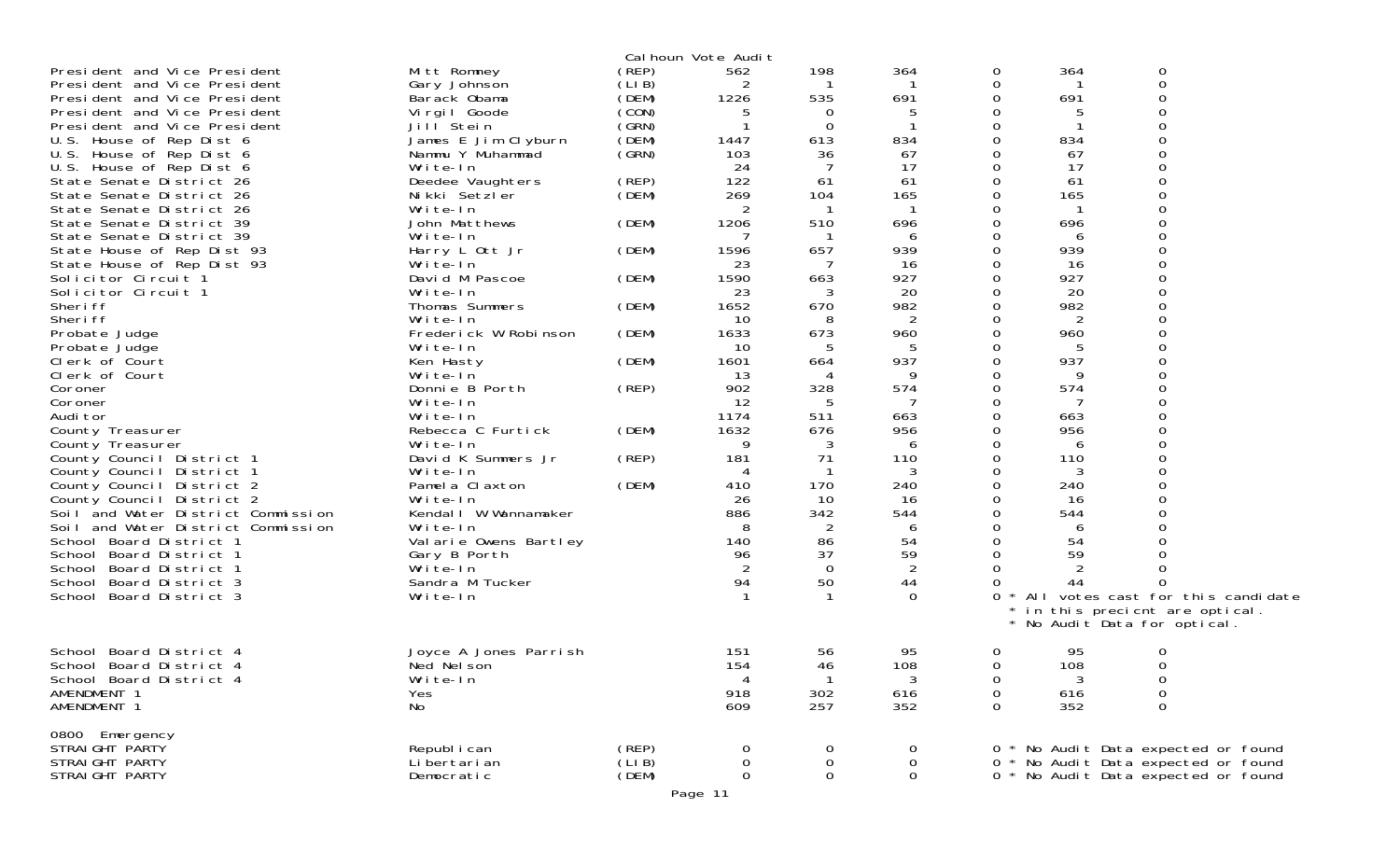Calhoun Vote Audit

| | | | | | | | | |
|---|---|---|---|---|---|---|---|---|
| President and Vice President | Mitt Romney | (REP) | 562 | 198 | 364 | 0 | 364 | 0 |
| President and Vice President | Gary Johnson | (LIB) | 2 | 1 | 1 | 0 | 1 | 0 |
| President and Vice President | Barack Obama | (DEM) | 1226 | 535 | 691 | 0 | 691 | 0 |
| President and Vice President | Virgil Goode | (CON) | 5 | 0 | 5 | 0 | 5 | 0 |
| President and Vice President | Jill Stein | (GRN) | 1 | 0 | 1 | 0 | 1 | 0 |
| U.S. House of Rep Dist 6 | James E Jim Clyburn | (DEM) | 1447 | 613 | 834 | 0 | 834 | 0 |
| U.S. House of Rep Dist 6 | Nammu Y Muhammad | (GRN) | 103 | 36 | 67 | 0 | 67 | 0 |
| U.S. House of Rep Dist 6 | Write-In | | 24 | 7 | 17 | 0 | 17 | 0 |
| State Senate District 26 | Deedee Vaughters | (REP) | 122 | 61 | 61 | 0 | 61 | 0 |
| State Senate District 26 | Nikki Setzler | (DEM) | 269 | 104 | 165 | 0 | 165 | 0 |
| State Senate District 26 | Write-In | | 2 | 1 | 1 | 0 | 1 | 0 |
| State Senate District 39 | John Matthews | (DEM) | 1206 | 510 | 696 | 0 | 696 | 0 |
| State Senate District 39 | Write-In | | 7 | 1 | 6 | 0 | 6 | 0 |
| State House of Rep Dist 93 | Harry L Ott Jr | (DEM) | 1596 | 657 | 939 | 0 | 939 | 0 |
| State House of Rep Dist 93 | Write-In | | 23 | 7 | 16 | 0 | 16 | 0 |
| Solicitor Circuit 1 | David M Pascoe | (DEM) | 1590 | 663 | 927 | 0 | 927 | 0 |
| Solicitor Circuit 1 | Write-In | | 23 | 3 | 20 | 0 | 20 | 0 |
| Sheriff | Thomas Summers | (DEM) | 1652 | 670 | 982 | 0 | 982 | 0 |
| Sheriff | Write-In | | 10 | 8 | 2 | 0 | 2 | 0 |
| Probate Judge | Frederick W Robinson | (DEM) | 1633 | 673 | 960 | 0 | 960 | 0 |
| Probate Judge | Write-In | | 10 | 5 | 5 | 0 | 5 | 0 |
| Clerk of Court | Ken Hasty | (DEM) | 1601 | 664 | 937 | 0 | 937 | 0 |
| Clerk of Court | Write-In | | 13 | 4 | 9 | 0 | 9 | 0 |
| Coroner | Donnie B Porth | (REP) | 902 | 328 | 574 | 0 | 574 | 0 |
| Coroner | Write-In | | 12 | 5 | 7 | 0 | 7 | 0 |
| Auditor | Write-In | | 1174 | 511 | 663 | 0 | 663 | 0 |
| County Treasurer | Rebecca C Furtick | (DEM) | 1632 | 676 | 956 | 0 | 956 | 0 |
| County Treasurer | Write-In | | 9 | 3 | 6 | 0 | 6 | 0 |
| County Council District 1 | David K Summers Jr | (REP) | 181 | 71 | 110 | 0 | 110 | 0 |
| County Council District 1 | Write-In | | 4 | 1 | 3 | 0 | 3 | 0 |
| County Council District 2 | Pamela Claxton | (DEM) | 410 | 170 | 240 | 0 | 240 | 0 |
| County Council District 2 | Write-In | | 26 | 10 | 16 | 0 | 16 | 0 |
| Soil and Water District Commission | Kendall W Wannamaker | | 886 | 342 | 544 | 0 | 544 | 0 |
| Soil and Water District Commission | Write-In | | 8 | 2 | 6 | 0 | 6 | 0 |
| School Board District 1 | Valarie Owens Bartley | | 140 | 86 | 54 | 0 | 54 | 0 |
| School Board District 1 | Gary B Porth | | 96 | 37 | 59 | 0 | 59 | 0 |
| School Board District 1 | Write-In | | 2 | 0 | 2 | 0 | 2 | 0 |
| School Board District 3 | Sandra M Tucker | | 94 | 50 | 44 | 0 | 44 | 0 |
| School Board District 3 | Write-In | | 1 | 1 | 0 | 0 * All votes cast for this candidate * in this precicnt are optical. * No Audit Data for optical. | | |
| School Board District 4 | Joyce A Jones Parrish | | 151 | 56 | 95 | 0 | 95 | 0 |
| School Board District 4 | Ned Nelson | | 154 | 46 | 108 | 0 | 108 | 0 |
| School Board District 4 | Write-In | | 4 | 1 | 3 | 0 | 3 | 0 |
| AMENDMENT 1 | Yes | | 918 | 302 | 616 | 0 | 616 | 0 |
| AMENDMENT 1 | No | | 609 | 257 | 352 | 0 | 352 | 0 |

0800 Emergency

| | | | | | | | | |
|---|---|---|---|---|---|---|---|---|
| STRAIGHT PARTY | Republican | (REP) | 0 | 0 | 0 | 0 * No Audit Data expected or found | | |
| STRAIGHT PARTY | Libertarian | (LIB) | 0 | 0 | 0 | 0 * No Audit Data expected or found | | |
| STRAIGHT PARTY | Democratic | (DEM) | 0 | 0 | 0 | 0 * No Audit Data expected or found | | |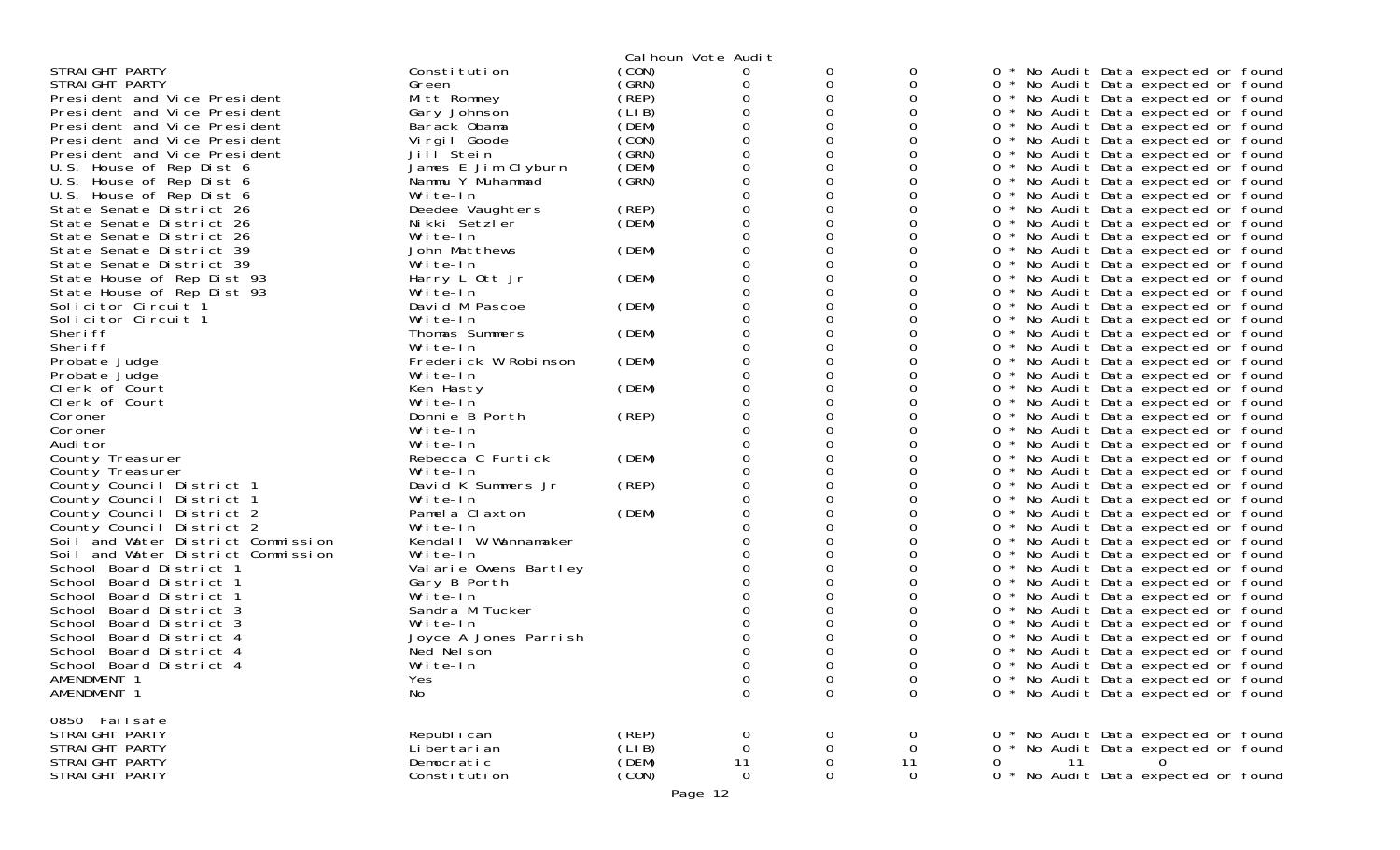Calhoun Vote Audit

| Contest | Candidate | Party | | | | | |
|---|---|---|---|---|---|---|---|
| STRAIGHT PARTY | Constitution | (CON) | 0 | 0 | 0 | 0 | * No Audit Data expected or found |
| STRAIGHT PARTY | Green | (GRN) | 0 | 0 | 0 | 0 | * No Audit Data expected or found |
| President and Vice President | Mitt Romney | (REP) | 0 | 0 | 0 | 0 | * No Audit Data expected or found |
| President and Vice President | Gary Johnson | (LIB) | 0 | 0 | 0 | 0 | * No Audit Data expected or found |
| President and Vice President | Barack Obama | (DEM) | 0 | 0 | 0 | 0 | * No Audit Data expected or found |
| President and Vice President | Virgil Goode | (CON) | 0 | 0 | 0 | 0 | * No Audit Data expected or found |
| President and Vice President | Jill Stein | (GRN) | 0 | 0 | 0 | 0 | * No Audit Data expected or found |
| U.S. House of Rep Dist 6 | James E Jim Clyburn | (DEM) | 0 | 0 | 0 | 0 | * No Audit Data expected or found |
| U.S. House of Rep Dist 6 | Nammu Y Muhammad | (GRN) | 0 | 0 | 0 | 0 | * No Audit Data expected or found |
| U.S. House of Rep Dist 6 | Write-In | | 0 | 0 | 0 | 0 | * No Audit Data expected or found |
| State Senate District 26 | Deedee Vaughters | (REP) | 0 | 0 | 0 | 0 | * No Audit Data expected or found |
| State Senate District 26 | Nikki Setzler | (DEM) | 0 | 0 | 0 | 0 | * No Audit Data expected or found |
| State Senate District 26 | Write-In | | 0 | 0 | 0 | 0 | * No Audit Data expected or found |
| State Senate District 39 | John Matthews | (DEM) | 0 | 0 | 0 | 0 | * No Audit Data expected or found |
| State Senate District 39 | Write-In | | 0 | 0 | 0 | 0 | * No Audit Data expected or found |
| State House of Rep Dist 93 | Harry L Ott Jr | (DEM) | 0 | 0 | 0 | 0 | * No Audit Data expected or found |
| State House of Rep Dist 93 | Write-In | | 0 | 0 | 0 | 0 | * No Audit Data expected or found |
| Solicitor Circuit 1 | David M Pascoe | (DEM) | 0 | 0 | 0 | 0 | * No Audit Data expected or found |
| Solicitor Circuit 1 | Write-In | | 0 | 0 | 0 | 0 | * No Audit Data expected or found |
| Sheriff | Thomas Summers | (DEM) | 0 | 0 | 0 | 0 | * No Audit Data expected or found |
| Sheriff | Write-In | | 0 | 0 | 0 | 0 | * No Audit Data expected or found |
| Probate Judge | Frederick W Robinson | (DEM) | 0 | 0 | 0 | 0 | * No Audit Data expected or found |
| Probate Judge | Write-In | | 0 | 0 | 0 | 0 | * No Audit Data expected or found |
| Clerk of Court | Ken Hasty | (DEM) | 0 | 0 | 0 | 0 | * No Audit Data expected or found |
| Clerk of Court | Write-In | | 0 | 0 | 0 | 0 | * No Audit Data expected or found |
| Coroner | Donnie B Porth | (REP) | 0 | 0 | 0 | 0 | * No Audit Data expected or found |
| Coroner | Write-In | | 0 | 0 | 0 | 0 | * No Audit Data expected or found |
| Auditor | Write-In | | 0 | 0 | 0 | 0 | * No Audit Data expected or found |
| County Treasurer | Rebecca C Furtick | (DEM) | 0 | 0 | 0 | 0 | * No Audit Data expected or found |
| County Treasurer | Write-In | | 0 | 0 | 0 | 0 | * No Audit Data expected or found |
| County Council District 1 | David K Summers Jr | (REP) | 0 | 0 | 0 | 0 | * No Audit Data expected or found |
| County Council District 1 | Write-In | | 0 | 0 | 0 | 0 | * No Audit Data expected or found |
| County Council District 2 | Pamela Claxton | (DEM) | 0 | 0 | 0 | 0 | * No Audit Data expected or found |
| County Council District 2 | Write-In | | 0 | 0 | 0 | 0 | * No Audit Data expected or found |
| Soil and Water District Commission | Kendall W Wannamaker | | 0 | 0 | 0 | 0 | * No Audit Data expected or found |
| Soil and Water District Commission | Write-In | | 0 | 0 | 0 | 0 | * No Audit Data expected or found |
| School Board District 1 | Valarie Owens Bartley | | 0 | 0 | 0 | 0 | * No Audit Data expected or found |
| School Board District 1 | Gary B Porth | | 0 | 0 | 0 | 0 | * No Audit Data expected or found |
| School Board District 1 | Write-In | | 0 | 0 | 0 | 0 | * No Audit Data expected or found |
| School Board District 3 | Sandra M Tucker | | 0 | 0 | 0 | 0 | * No Audit Data expected or found |
| School Board District 3 | Write-In | | 0 | 0 | 0 | 0 | * No Audit Data expected or found |
| School Board District 4 | Joyce A Jones Parrish | | 0 | 0 | 0 | 0 | * No Audit Data expected or found |
| School Board District 4 | Ned Nelson | | 0 | 0 | 0 | 0 | * No Audit Data expected or found |
| School Board District 4 | Write-In | | 0 | 0 | 0 | 0 | * No Audit Data expected or found |
| AMENDMENT 1 | Yes | | 0 | 0 | 0 | 0 | * No Audit Data expected or found |
| AMENDMENT 1 | No | | 0 | 0 | 0 | 0 | * No Audit Data expected or found |

0850 Failsafe

| Contest | Candidate | Party | | | | | |
|---|---|---|---|---|---|---|---|
| STRAIGHT PARTY | Republican | (REP) | 0 | 0 | 0 | 0 | * No Audit Data expected or found |
| STRAIGHT PARTY | Libertarian | (LIB) | 0 | 0 | 0 | 0 | * No Audit Data expected or found |
| STRAIGHT PARTY | Democratic | (DEM) | 11 | 0 | 11 | 0 | 11 0 |
| STRAIGHT PARTY | Constitution | (CON) | 0 | 0 | 0 | 0 | * No Audit Data expected or found |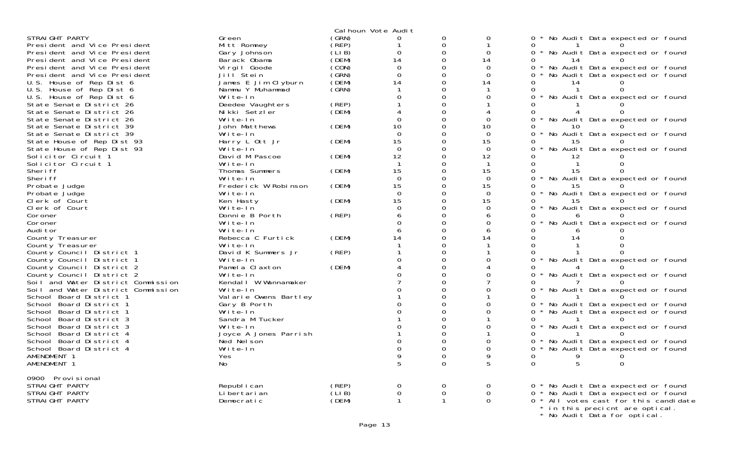Calhoun Vote Audit

| | | | | | | | | | |
|---|---|---|---|---|---|---|---|---|---|
| STRAIGHT PARTY | Green | (GRN) | 0 | 0 | 0 | 0 | * No Audit Data expected or found | | |
| President and Vice President | Mitt Romney | (REP) | 1 | 0 | 1 | 0 | | 1 | 0 |
| President and Vice President | Gary Johnson | (LIB) | 0 | 0 | 0 | 0 | * No Audit Data expected or found | | |
| President and Vice President | Barack Obama | (DEM) | 14 | 0 | 14 | 0 | | 14 | 0 |
| President and Vice President | Virgil Goode | (CON) | 0 | 0 | 0 | 0 | * No Audit Data expected or found | | |
| President and Vice President | Jill Stein | (GRN) | 0 | 0 | 0 | 0 | * No Audit Data expected or found | | |
| U.S. House of Rep Dist 6 | James E Jim Clyburn | (DEM) | 14 | 0 | 14 | 0 | | 14 | 0 |
| U.S. House of Rep Dist 6 | Nammu Y Muhammad | (GRN) | 1 | 0 | 1 | 0 | | 1 | 0 |
| U.S. House of Rep Dist 6 | Write-In | | 0 | 0 | 0 | 0 | * No Audit Data expected or found | | |
| State Senate District 26 | Deedee Vaughters | (REP) | 1 | 0 | 1 | 0 | | 1 | 0 |
| State Senate District 26 | Nikki Setzler | (DEM) | 4 | 0 | 4 | 0 | | 4 | 0 |
| State Senate District 26 | Write-In | | 0 | 0 | 0 | 0 | * No Audit Data expected or found | | |
| State Senate District 39 | John Matthews | (DEM) | 10 | 0 | 10 | 0 | | 10 | 0 |
| State Senate District 39 | Write-In | | 0 | 0 | 0 | 0 | * No Audit Data expected or found | | |
| State House of Rep Dist 93 | Harry L Ott Jr | (DEM) | 15 | 0 | 15 | 0 | | 15 | 0 |
| State House of Rep Dist 93 | Write-In | | 0 | 0 | 0 | 0 | * No Audit Data expected or found | | |
| Solicitor Circuit 1 | David M Pascoe | (DEM) | 12 | 0 | 12 | 0 | | 12 | 0 |
| Solicitor Circuit 1 | Write-In | | 1 | 0 | 1 | 0 | | 1 | 0 |
| Sheriff | Thomas Summers | (DEM) | 15 | 0 | 15 | 0 | | 15 | 0 |
| Sheriff | Write-In | | 0 | 0 | 0 | 0 | * No Audit Data expected or found | | |
| Probate Judge | Frederick W Robinson | (DEM) | 15 | 0 | 15 | 0 | | 15 | 0 |
| Probate Judge | Write-In | | 0 | 0 | 0 | 0 | * No Audit Data expected or found | | |
| Clerk of Court | Ken Hasty | (DEM) | 15 | 0 | 15 | 0 | | 15 | 0 |
| Clerk of Court | Write-In | | 0 | 0 | 0 | 0 | * No Audit Data expected or found | | |
| Coroner | Donnie B Porth | (REP) | 6 | 0 | 6 | 0 | | 6 | 0 |
| Coroner | Write-In | | 0 | 0 | 0 | 0 | * No Audit Data expected or found | | |
| Auditor | Write-In | | 6 | 0 | 6 | 0 | | 6 | 0 |
| County Treasurer | Rebecca C Furtick | (DEM) | 14 | 0 | 14 | 0 | | 14 | 0 |
| County Treasurer | Write-In | | 1 | 0 | 1 | 0 | | 1 | 0 |
| County Council District 1 | David K Summers Jr | (REP) | 1 | 0 | 1 | 0 | | 1 | 0 |
| County Council District 1 | Write-In | | 0 | 0 | 0 | 0 | * No Audit Data expected or found | | |
| County Council District 2 | Pamela Claxton | (DEM) | 4 | 0 | 4 | 0 | | 4 | 0 |
| County Council District 2 | Write-In | | 0 | 0 | 0 | 0 | * No Audit Data expected or found | | |
| Soil and Water District Commission | Kendall W Wannamaker | | 7 | 0 | 7 | 0 | | 7 | 0 |
| Soil and Water District Commission | Write-In | | 0 | 0 | 0 | 0 | * No Audit Data expected or found | | |
| School Board District 1 | Valarie Owens Bartley | | 1 | 0 | 1 | 0 | | 1 | 0 |
| School Board District 1 | Gary B Porth | | 0 | 0 | 0 | 0 | * No Audit Data expected or found | | |
| School Board District 1 | Write-In | | 0 | 0 | 0 | 0 | * No Audit Data expected or found | | |
| School Board District 3 | Sandra M Tucker | | 1 | 0 | 1 | 0 | | 1 | 0 |
| School Board District 3 | Write-In | | 0 | 0 | 0 | 0 | * No Audit Data expected or found | | |
| School Board District 4 | Joyce A Jones Parrish | | 1 | 0 | 1 | 0 | | 1 | 0 |
| School Board District 4 | Ned Nelson | | 0 | 0 | 0 | 0 | * No Audit Data expected or found | | |
| School Board District 4 | Write-In | | 0 | 0 | 0 | 0 | * No Audit Data expected or found | | |
| AMENDMENT 1 | Yes | | 9 | 0 | 9 | 0 | | 9 | 0 |
| AMENDMENT 1 | No | | 5 | 0 | 5 | 0 | | 5 | 0 |

0900 Provisional

| | | | | | | | | | |
|---|---|---|---|---|---|---|---|---|---|
| STRAIGHT PARTY | Republican | (REP) | 0 | 0 | 0 | 0 | * No Audit Data expected or found | | |
| STRAIGHT PARTY | Libertarian | (LIB) | 0 | 0 | 0 | 0 | * No Audit Data expected or found | | |
| STRAIGHT PARTY | Democratic | (DEM) | 1 | 1 | 0 | 0 | * All votes cast for this candidate * in this precicnt are optical. * No Audit Data for optical. | | |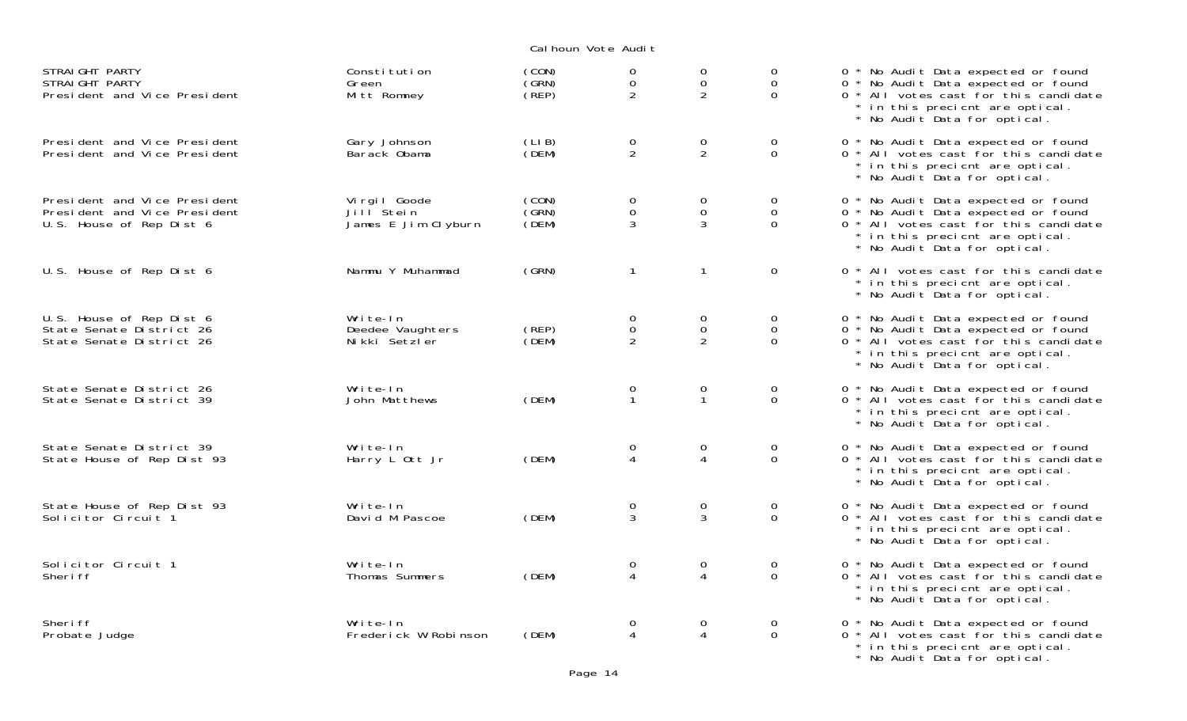Calhoun Vote Audit

| Contest | Candidate | Party | | | | Notes |
|---|---|---|---|---|---|---|
| STRAIGHT PARTY | Constitution | (CON) | 0 | 0 | 0 | 0 * No Audit Data expected or found |
| STRAIGHT PARTY | Green | (GRN) | 0 | 0 | 0 | 0 * No Audit Data expected or found |
| President and Vice President | Mitt Romney | (REP) | 2 | 2 | 0 | 0 * All votes cast for this candidate * in this precicnt are optical. * No Audit Data for optical. |
| President and Vice President | Gary Johnson | (LIB) | 0 | 0 | 0 | 0 * No Audit Data expected or found |
| President and Vice President | Barack Obama | (DEM) | 2 | 2 | 0 | 0 * All votes cast for this candidate * in this precicnt are optical. * No Audit Data for optical. |
| President and Vice President | Virgil Goode | (CON) | 0 | 0 | 0 | 0 * No Audit Data expected or found |
| President and Vice President | Jill Stein | (GRN) | 0 | 0 | 0 | 0 * No Audit Data expected or found |
| U.S. House of Rep Dist 6 | James E Jim Clyburn | (DEM) | 3 | 3 | 0 | 0 * All votes cast for this candidate * in this precicnt are optical. * No Audit Data for optical. |
| U.S. House of Rep Dist 6 | Nammu Y Muhammad | (GRN) | 1 | 1 | 0 | 0 * All votes cast for this candidate * in this precicnt are optical. * No Audit Data for optical. |
| U.S. House of Rep Dist 6 | Write-In | | 0 | 0 | 0 | 0 * No Audit Data expected or found |
| State Senate District 26 | Deedee Vaughters | (REP) | 0 | 0 | 0 | 0 * No Audit Data expected or found |
| State Senate District 26 | Nikki Setzler | (DEM) | 2 | 2 | 0 | 0 * All votes cast for this candidate * in this precicnt are optical. * No Audit Data for optical. |
| State Senate District 26 | Write-In | | 0 | 0 | 0 | 0 * No Audit Data expected or found |
| State Senate District 39 | John Matthews | (DEM) | 1 | 1 | 0 | 0 * All votes cast for this candidate * in this precicnt are optical. * No Audit Data for optical. |
| State Senate District 39 | Write-In | | 0 | 0 | 0 | 0 * No Audit Data expected or found |
| State House of Rep Dist 93 | Harry L Ott Jr | (DEM) | 4 | 4 | 0 | 0 * All votes cast for this candidate * in this precicnt are optical. * No Audit Data for optical. |
| State House of Rep Dist 93 | Write-In | | 0 | 0 | 0 | 0 * No Audit Data expected or found |
| Solicitor Circuit 1 | David M Pascoe | (DEM) | 3 | 3 | 0 | 0 * All votes cast for this candidate * in this precicnt are optical. * No Audit Data for optical. |
| Solicitor Circuit 1 | Write-In | | 0 | 0 | 0 | 0 * No Audit Data expected or found |
| Sheriff | Thomas Summers | (DEM) | 4 | 4 | 0 | 0 * All votes cast for this candidate * in this precicnt are optical. * No Audit Data for optical. |
| Sheriff | Write-In | | 0 | 0 | 0 | 0 * No Audit Data expected or found |
| Probate Judge | Frederick W Robinson | (DEM) | 4 | 4 | 0 | 0 * All votes cast for this candidate * in this precicnt are optical. * No Audit Data for optical. |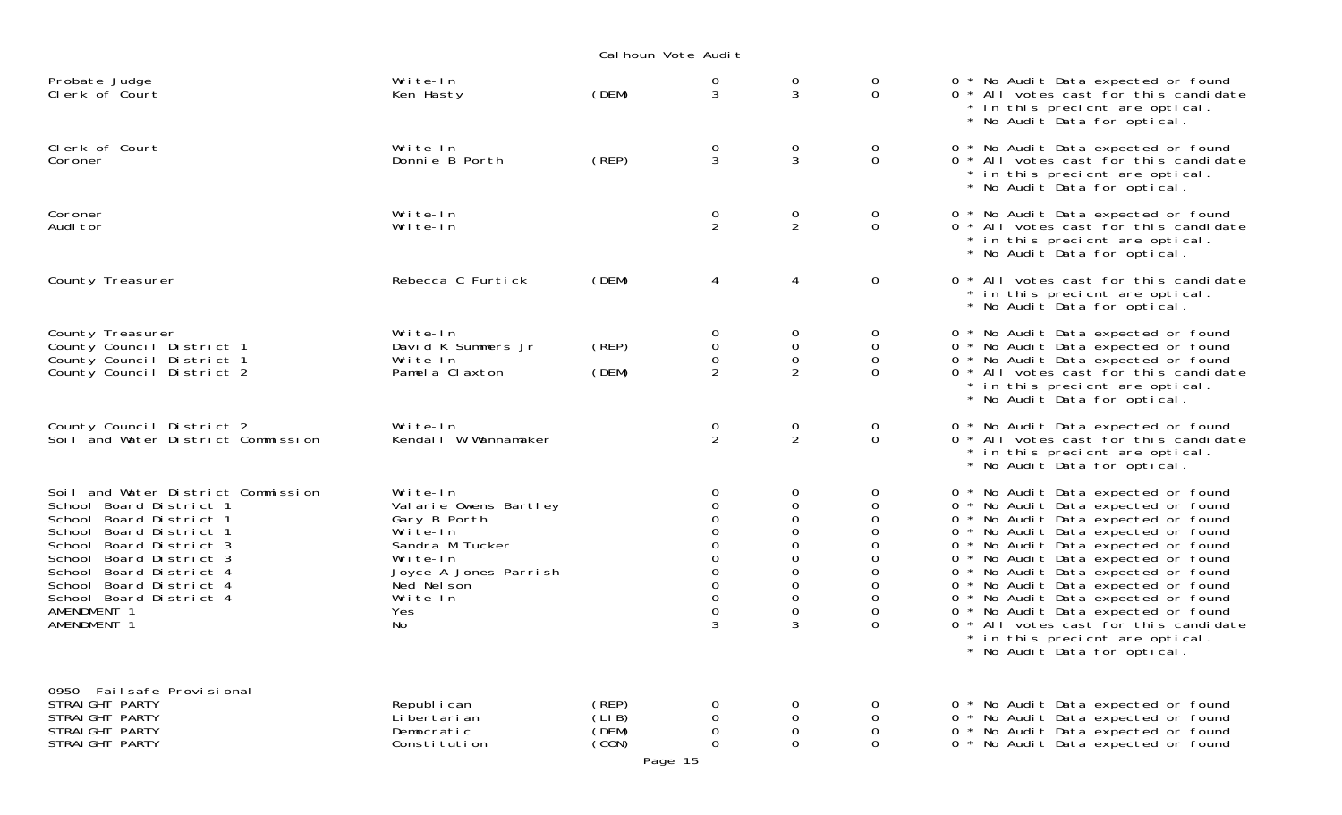Calhoun Vote Audit

| Office | Candidate | Party | | | | | Note |
|---|---|---|---|---|---|---|---|
| Probate Judge | Write-In | | 0 | 0 | 0 | 0 | * No Audit Data expected or found |
| Clerk of Court | Ken Hasty | (DEM) | 3 | 3 | 0 | 0 | * All votes cast for this candidate * in this precicnt are optical. * No Audit Data for optical. |
| Clerk of Court | Write-In | | 0 | 0 | 0 | 0 | * No Audit Data expected or found |
| Coroner | Donnie B Porth | (REP) | 3 | 3 | 0 | 0 | * All votes cast for this candidate * in this precicnt are optical. * No Audit Data for optical. |
| Coroner | Write-In | | 0 | 0 | 0 | 0 | * No Audit Data expected or found |
| Auditor | Write-In | | 2 | 2 | 0 | 0 | * All votes cast for this candidate * in this precicnt are optical. * No Audit Data for optical. |
| County Treasurer | Rebecca C Furtick | (DEM) | 4 | 4 | 0 | 0 | * All votes cast for this candidate * in this precicnt are optical. * No Audit Data for optical. |
| County Treasurer | Write-In | | 0 | 0 | 0 | 0 | * No Audit Data expected or found |
| County Council District 1 | David K Summers Jr | (REP) | 0 | 0 | 0 | 0 | * No Audit Data expected or found |
| County Council District 1 | Write-In | | 0 | 0 | 0 | 0 | * No Audit Data expected or found |
| County Council District 2 | Pamela Claxton | (DEM) | 2 | 2 | 0 | 0 | * All votes cast for this candidate * in this precicnt are optical. * No Audit Data for optical. |
| County Council District 2 | Write-In | | 0 | 0 | 0 | 0 | * No Audit Data expected or found |
| Soil and Water District Commission | Kendall W Wannamaker | | 2 | 2 | 0 | 0 | * All votes cast for this candidate * in this precicnt are optical. * No Audit Data for optical. |
| Soil and Water District Commission | Write-In | | 0 | 0 | 0 | 0 | * No Audit Data expected or found |
| School Board District 1 | Valarie Owens Bartley | | 0 | 0 | 0 | 0 | * No Audit Data expected or found |
| School Board District 1 | Gary B Porth | | 0 | 0 | 0 | 0 | * No Audit Data expected or found |
| School Board District 1 | Write-In | | 0 | 0 | 0 | 0 | * No Audit Data expected or found |
| School Board District 3 | Sandra M Tucker | | 0 | 0 | 0 | 0 | * No Audit Data expected or found |
| School Board District 3 | Write-In | | 0 | 0 | 0 | 0 | * No Audit Data expected or found |
| School Board District 4 | Joyce A Jones Parrish | | 0 | 0 | 0 | 0 | * No Audit Data expected or found |
| School Board District 4 | Ned Nelson | | 0 | 0 | 0 | 0 | * No Audit Data expected or found |
| School Board District 4 | Write-In | | 0 | 0 | 0 | 0 | * No Audit Data expected or found |
| AMENDMENT 1 | Yes | | 0 | 0 | 0 | 0 | * No Audit Data expected or found |
| AMENDMENT 1 | No | | 3 | 3 | 0 | 0 | * All votes cast for this candidate * in this precicnt are optical. * No Audit Data for optical. |

0950 Failsafe Provisional

| Office | Candidate | Party | | | | | Note |
|---|---|---|---|---|---|---|---|
| STRAIGHT PARTY | Republican | (REP) | 0 | 0 | 0 | 0 | * No Audit Data expected or found |
| STRAIGHT PARTY | Libertarian | (LIB) | 0 | 0 | 0 | 0 | * No Audit Data expected or found |
| STRAIGHT PARTY | Democratic | (DEM) | 0 | 0 | 0 | 0 | * No Audit Data expected or found |
| STRAIGHT PARTY | Constitution | (CON) | 0 | 0 | 0 | 0 | * No Audit Data expected or found |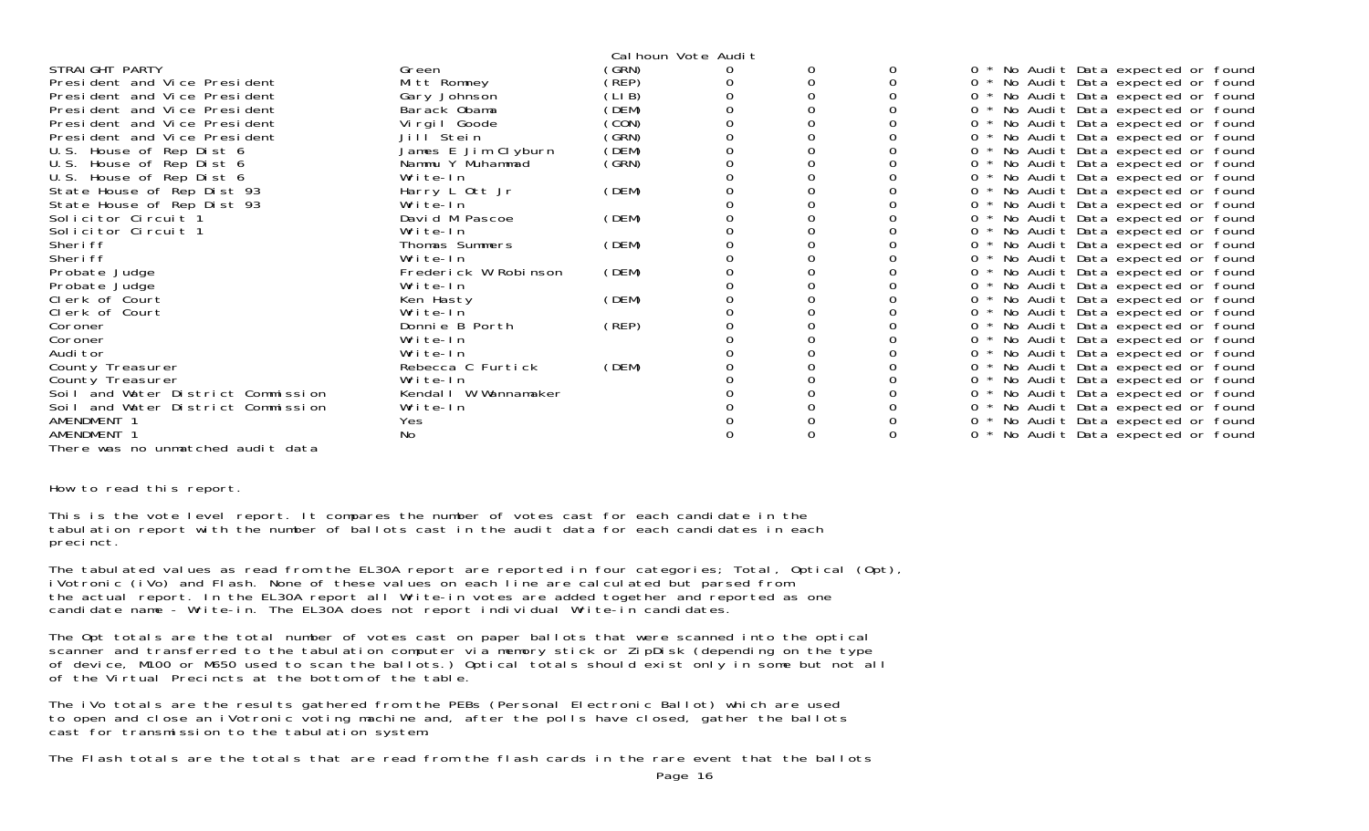Calhoun Vote Audit

| | | | | | | |
|---|---|---|---|---|---|---|
| STRAIGHT PARTY | Green | (GRN) | 0 | 0 | 0 | 0 * No Audit Data expected or found |
| President and Vice President | Mitt Romney | (REP) | 0 | 0 | 0 | 0 * No Audit Data expected or found |
| President and Vice President | Gary Johnson | (LIB) | 0 | 0 | 0 | 0 * No Audit Data expected or found |
| President and Vice President | Barack Obama | (DEM) | 0 | 0 | 0 | 0 * No Audit Data expected or found |
| President and Vice President | Virgil Goode | (CON) | 0 | 0 | 0 | 0 * No Audit Data expected or found |
| President and Vice President | Jill Stein | (GRN) | 0 | 0 | 0 | 0 * No Audit Data expected or found |
| U.S. House of Rep Dist 6 | James E Jim Clyburn | (DEM) | 0 | 0 | 0 | 0 * No Audit Data expected or found |
| U.S. House of Rep Dist 6 | Nammu Y Muhammad | (GRN) | 0 | 0 | 0 | 0 * No Audit Data expected or found |
| U.S. House of Rep Dist 6 | Write-In | | 0 | 0 | 0 | 0 * No Audit Data expected or found |
| State House of Rep Dist 93 | Harry L Ott Jr | (DEM) | 0 | 0 | 0 | 0 * No Audit Data expected or found |
| State House of Rep Dist 93 | Write-In | | 0 | 0 | 0 | 0 * No Audit Data expected or found |
| Solicitor Circuit 1 | David M Pascoe | (DEM) | 0 | 0 | 0 | 0 * No Audit Data expected or found |
| Solicitor Circuit 1 | Write-In | | 0 | 0 | 0 | 0 * No Audit Data expected or found |
| Sheriff | Thomas Summers | (DEM) | 0 | 0 | 0 | 0 * No Audit Data expected or found |
| Sheriff | Write-In | | 0 | 0 | 0 | 0 * No Audit Data expected or found |
| Probate Judge | Frederick W Robinson | (DEM) | 0 | 0 | 0 | 0 * No Audit Data expected or found |
| Probate Judge | Write-In | | 0 | 0 | 0 | 0 * No Audit Data expected or found |
| Clerk of Court | Ken Hasty | (DEM) | 0 | 0 | 0 | 0 * No Audit Data expected or found |
| Clerk of Court | Write-In | | 0 | 0 | 0 | 0 * No Audit Data expected or found |
| Coroner | Donnie B Porth | (REP) | 0 | 0 | 0 | 0 * No Audit Data expected or found |
| Coroner | Write-In | | 0 | 0 | 0 | 0 * No Audit Data expected or found |
| Auditor | Write-In | | 0 | 0 | 0 | 0 * No Audit Data expected or found |
| County Treasurer | Rebecca C Furtick | (DEM) | 0 | 0 | 0 | 0 * No Audit Data expected or found |
| County Treasurer | Write-In | | 0 | 0 | 0 | 0 * No Audit Data expected or found |
| Soil and Water District Commission | Kendall W Wannamaker | | 0 | 0 | 0 | 0 * No Audit Data expected or found |
| Soil and Water District Commission | Write-In | | 0 | 0 | 0 | 0 * No Audit Data expected or found |
| AMENDMENT 1 | Yes | | 0 | 0 | 0 | 0 * No Audit Data expected or found |
| AMENDMENT 1 | No | | 0 | 0 | 0 | 0 * No Audit Data expected or found |

There was no unmatched audit data

How to read this report.

This is the vote level report. It compares the number of votes cast for each candidate in the tabulation report with the number of ballots cast in the audit data for each candidates in each precinct.

The tabulated values as read from the EL30A report are reported in four categories; Total, Optical (Opt), iVotronic (iVo) and Flash. None of these values on each line are calculated but parsed from the actual report. In the EL30A report all Write-in votes are added together and reported as one candidate name - Write-in. The EL30A does not report individual Write-in candidates.

The Opt totals are the total number of votes cast on paper ballots that were scanned into the optical scanner and transferred to the tabulation computer via memory stick or ZipDisk (depending on the type of device, M100 or M650 used to scan the ballots.) Optical totals should exist only in some but not all of the Virtual Precincts at the bottom of the table.

The iVo totals are the results gathered from the PEBs (Personal Electronic Ballot) which are used to open and close an iVotronic voting machine and, after the polls have closed, gather the ballots cast for transmission to the tabulation system.

The Flash totals are the totals that are read from the flash cards in the rare event that the ballots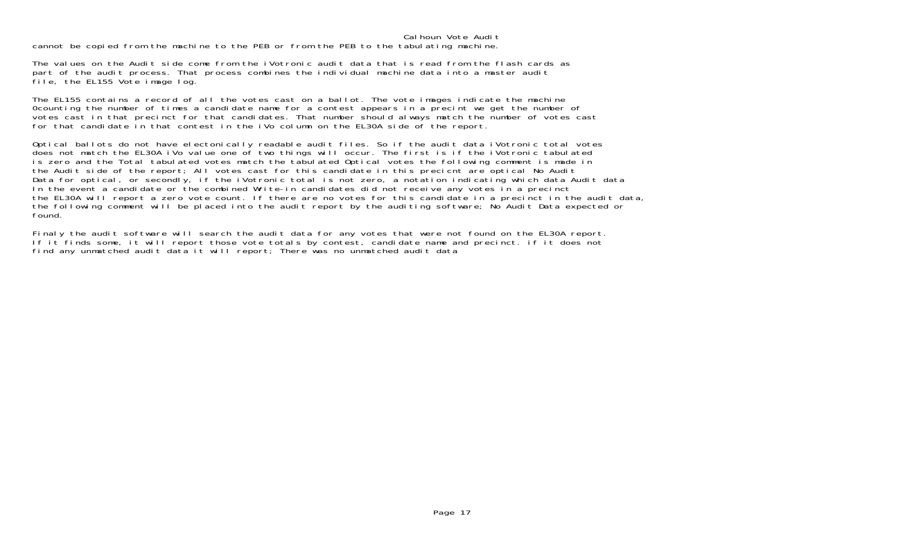cannot be copied from the machine to the PEB or from the PEB to the tabulating machine.

The values on the Audit side come from the iVotronic audit data that is read from the flash cards as part of the audit process. That process combines the individual machine data into a master audit file, the EL155 Vote image log.

The EL155 contains a record of all the votes cast on a ballot. The vote images indicate the machine 0counting the number of times a candidate name for a contest appears in a precint we get the number of votes cast in that precinct for that candidates. That number should always match the number of votes cast for that candidate in that contest in the iVo column on the EL30A side of the report.

Optical ballots do not have electonically readable audit files. So if the audit data iVotronic total votes does not match the EL30A iVo value one of two things will occur. The first is if the iVotronic tabulated is zero and the Total tabulated votes match the tabulated Optical votes the following comment is made in the Audit side of the report; All votes cast for this candidate in this precicnt are optical No Audit Data for optical, or secondly, if the iVotronic total is not zero, a notation indicating which data Audit data In the event a candidate or the combined Write-in candidates did not receive any votes in a precinct the EL30A will report a zero vote count. If there are no votes for this candidate in a precinct in the audit data, the following comment will be placed into the audit report by the auditing software; No Audit Data expected or found.

Finaly the audit software will search the audit data for any votes that were not found on the EL30A report. If it finds some, it will report those vote totals by contest, candidate name and precinct. if it does not find any unmatched audit data it will report; There was no unmatched audit data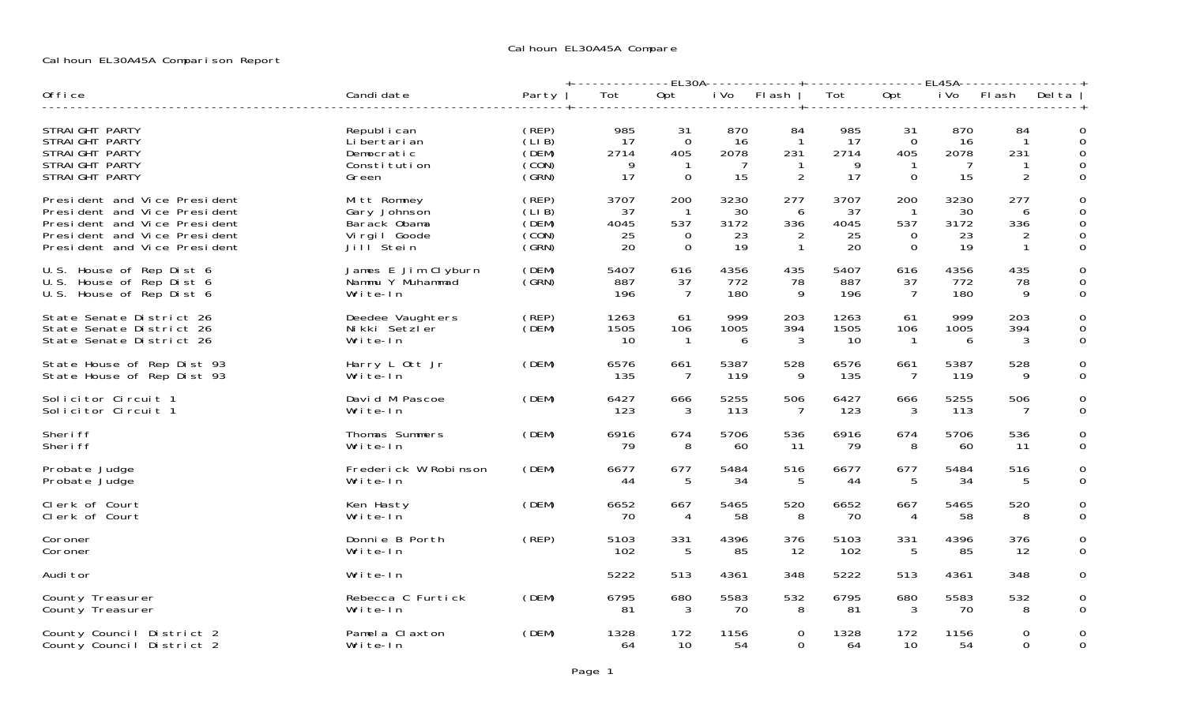Calhoun EL30A45A Compare

Calhoun EL30A45A Comparison Report

| Office | Candidate | Party | EL30A Tot | EL30A Opt | EL30A iVo | EL30A Flash | EL45A Tot | EL45A Opt | EL45A iVo | EL45A Flash | Delta |
|---|---|---|---|---|---|---|---|---|---|---|---|
| STRAIGHT PARTY | Republican | (REP) | 985 | 31 | 870 | 84 | 985 | 31 | 870 | 84 | 0 |
| STRAIGHT PARTY | Libertarian | (LIB) | 17 | 0 | 16 | 1 | 17 | 0 | 16 | 1 | 0 |
| STRAIGHT PARTY | Democratic | (DEM) | 2714 | 405 | 2078 | 231 | 2714 | 405 | 2078 | 231 | 0 |
| STRAIGHT PARTY | Constitution | (CON) | 9 | 1 | 7 | 1 | 9 | 1 | 7 | 1 | 0 |
| STRAIGHT PARTY | Green | (GRN) | 17 | 0 | 15 | 2 | 17 | 0 | 15 | 2 | 0 |
| President and Vice President | Mitt Romney | (REP) | 3707 | 200 | 3230 | 277 | 3707 | 200 | 3230 | 277 | 0 |
| President and Vice President | Gary Johnson | (LIB) | 37 | 1 | 30 | 6 | 37 | 1 | 30 | 6 | 0 |
| President and Vice President | Barack Obama | (DEM) | 4045 | 537 | 3172 | 336 | 4045 | 537 | 3172 | 336 | 0 |
| President and Vice President | Virgil Goode | (CON) | 25 | 0 | 23 | 2 | 25 | 0 | 23 | 2 | 0 |
| President and Vice President | Jill Stein | (GRN) | 20 | 0 | 19 | 1 | 20 | 0 | 19 | 1 | 0 |
| U.S. House of Rep Dist 6 | James E Jim Clyburn | (DEM) | 5407 | 616 | 4356 | 435 | 5407 | 616 | 4356 | 435 | 0 |
| U.S. House of Rep Dist 6 | Nammu Y Muhammad | (GRN) | 887 | 37 | 772 | 78 | 887 | 37 | 772 | 78 | 0 |
| U.S. House of Rep Dist 6 | Write-In | | 196 | 7 | 180 | 9 | 196 | 7 | 180 | 9 | 0 |
| State Senate District 26 | Deedee Vaughters | (REP) | 1263 | 61 | 999 | 203 | 1263 | 61 | 999 | 203 | 0 |
| State Senate District 26 | Nikki Setzler | (DEM) | 1505 | 106 | 1005 | 394 | 1505 | 106 | 1005 | 394 | 0 |
| State Senate District 26 | Write-In | | 10 | 1 | 6 | 3 | 10 | 1 | 6 | 3 | 0 |
| State House of Rep Dist 93 | Harry L Ott Jr | (DEM) | 6576 | 661 | 5387 | 528 | 6576 | 661 | 5387 | 528 | 0 |
| State House of Rep Dist 93 | Write-In | | 135 | 7 | 119 | 9 | 135 | 7 | 119 | 9 | 0 |
| Solicitor Circuit 1 | David M Pascoe | (DEM) | 6427 | 666 | 5255 | 506 | 6427 | 666 | 5255 | 506 | 0 |
| Solicitor Circuit 1 | Write-In | | 123 | 3 | 113 | 7 | 123 | 3 | 113 | 7 | 0 |
| Sheriff | Thomas Summers | (DEM) | 6916 | 674 | 5706 | 536 | 6916 | 674 | 5706 | 536 | 0 |
| Sheriff | Write-In | | 79 | 8 | 60 | 11 | 79 | 8 | 60 | 11 | 0 |
| Probate Judge | Frederick W Robinson | (DEM) | 6677 | 677 | 5484 | 516 | 6677 | 677 | 5484 | 516 | 0 |
| Probate Judge | Write-In | | 44 | 5 | 34 | 5 | 44 | 5 | 34 | 5 | 0 |
| Clerk of Court | Ken Hasty | (DEM) | 6652 | 667 | 5465 | 520 | 6652 | 667 | 5465 | 520 | 0 |
| Clerk of Court | Write-In | | 70 | 4 | 58 | 8 | 70 | 4 | 58 | 8 | 0 |
| Coroner | Donnie B Porth | (REP) | 5103 | 331 | 4396 | 376 | 5103 | 331 | 4396 | 376 | 0 |
| Coroner | Write-In | | 102 | 5 | 85 | 12 | 102 | 5 | 85 | 12 | 0 |
| Auditor | Write-In | | 5222 | 513 | 4361 | 348 | 5222 | 513 | 4361 | 348 | 0 |
| County Treasurer | Rebecca C Furtick | (DEM) | 6795 | 680 | 5583 | 532 | 6795 | 680 | 5583 | 532 | 0 |
| County Treasurer | Write-In | | 81 | 3 | 70 | 8 | 81 | 3 | 70 | 8 | 0 |
| County Council District 2 | Pamela Claxton | (DEM) | 1328 | 172 | 1156 | 0 | 1328 | 172 | 1156 | 0 | 0 |
| County Council District 2 | Write-In | | 64 | 10 | 54 | 0 | 64 | 10 | 54 | 0 | 0 |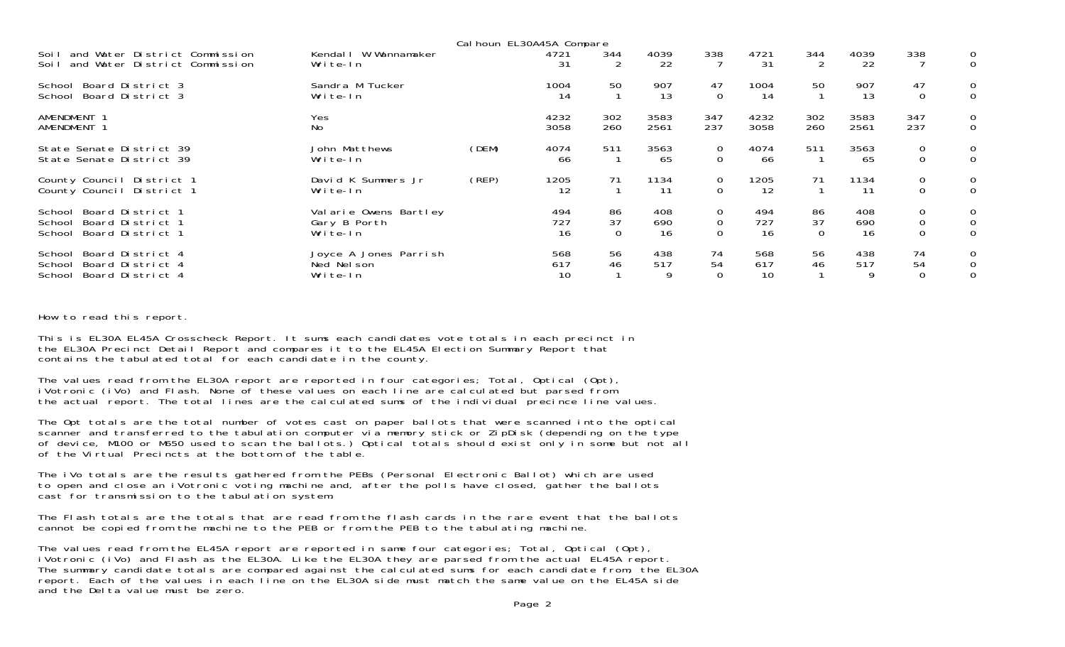Calhoun EL30A45A Compare

| Contest | Candidate | Party | | | | | | | | | |
|---|---|---|---|---|---|---|---|---|---|---|---|
| Soil and Water District Commission | Kendall W Wannamaker | | 4721 | 344 | 4039 | 338 | 4721 | 344 | 4039 | 338 | 0 |
| Soil and Water District Commission | Write-In | | 31 | 2 | 22 | 7 | 31 | 2 | 22 | 7 | 0 |
| School Board District 3 | Sandra M Tucker | | 1004 | 50 | 907 | 47 | 1004 | 50 | 907 | 47 | 0 |
| School Board District 3 | Write-In | | 14 | 1 | 13 | 0 | 14 | 1 | 13 | 0 | 0 |
| AMENDMENT 1 | Yes | | 4232 | 302 | 3583 | 347 | 4232 | 302 | 3583 | 347 | 0 |
| AMENDMENT 1 | No | | 3058 | 260 | 2561 | 237 | 3058 | 260 | 2561 | 237 | 0 |
| State Senate District 39 | John Matthews | (DEM) | 4074 | 511 | 3563 | 0 | 4074 | 511 | 3563 | 0 | 0 |
| State Senate District 39 | Write-In | | 66 | 1 | 65 | 0 | 66 | 1 | 65 | 0 | 0 |
| County Council District 1 | David K Summers Jr | (REP) | 1205 | 71 | 1134 | 0 | 1205 | 71 | 1134 | 0 | 0 |
| County Council District 1 | Write-In | | 12 | 1 | 11 | 0 | 12 | 1 | 11 | 0 | 0 |
| School Board District 1 | Valarie Owens Bartley | | 494 | 86 | 408 | 0 | 494 | 86 | 408 | 0 | 0 |
| School Board District 1 | Gary B Porth | | 727 | 37 | 690 | 0 | 727 | 37 | 690 | 0 | 0 |
| School Board District 1 | Write-In | | 16 | 0 | 16 | 0 | 16 | 0 | 16 | 0 | 0 |
| School Board District 4 | Joyce A Jones Parrish | | 568 | 56 | 438 | 74 | 568 | 56 | 438 | 74 | 0 |
| School Board District 4 | Ned Nelson | | 617 | 46 | 517 | 54 | 617 | 46 | 517 | 54 | 0 |
| School Board District 4 | Write-In | | 10 | 1 | 9 | 0 | 10 | 1 | 9 | 0 | 0 |

How to read this report.

This is EL30A EL45A Crosscheck Report. It sums each candidates vote totals in each precinct in the EL30A Precinct Detail Report and compares it to the EL45A Election Summary Report that contains the tabulated total for each candidate in the county.

The values read from the EL30A report are reported in four categories; Total, Optical (Opt), iVotronic (iVo) and Flash. None of these values on each line are calculated but parsed from the actual report. The total lines are the calculated sums of the individual precince line values.

The Opt totals are the total number of votes cast on paper ballots that were scanned into the optical scanner and transferred to the tabulation computer via memory stick or ZipDisk (depending on the type of device, M100 or M650 used to scan the ballots.) Optical totals should exist only in some but not all of the Virtual Precincts at the bottom of the table.

The iVo totals are the results gathered from the PEBs (Personal Electronic Ballot) which are used to open and close an iVotronic voting machine and, after the polls have closed, gather the ballots cast for transmission to the tabulation system.

The Flash totals are the totals that are read from the flash cards in the rare event that the ballots cannot be copied from the machine to the PEB or from the PEB to the tabulating machine.

The values read from the EL45A report are reported in same four categories; Total, Optical (Opt), iVotronic (iVo) and Flash as the EL30A. Like the EL30A they are parsed from the actual EL45A report. The summary candidate totals are compared against the calculated sums for each candidate from, the EL30A report. Each of the values in each line on the EL30A side must match the same value on the EL45A side and the Delta value must be zero.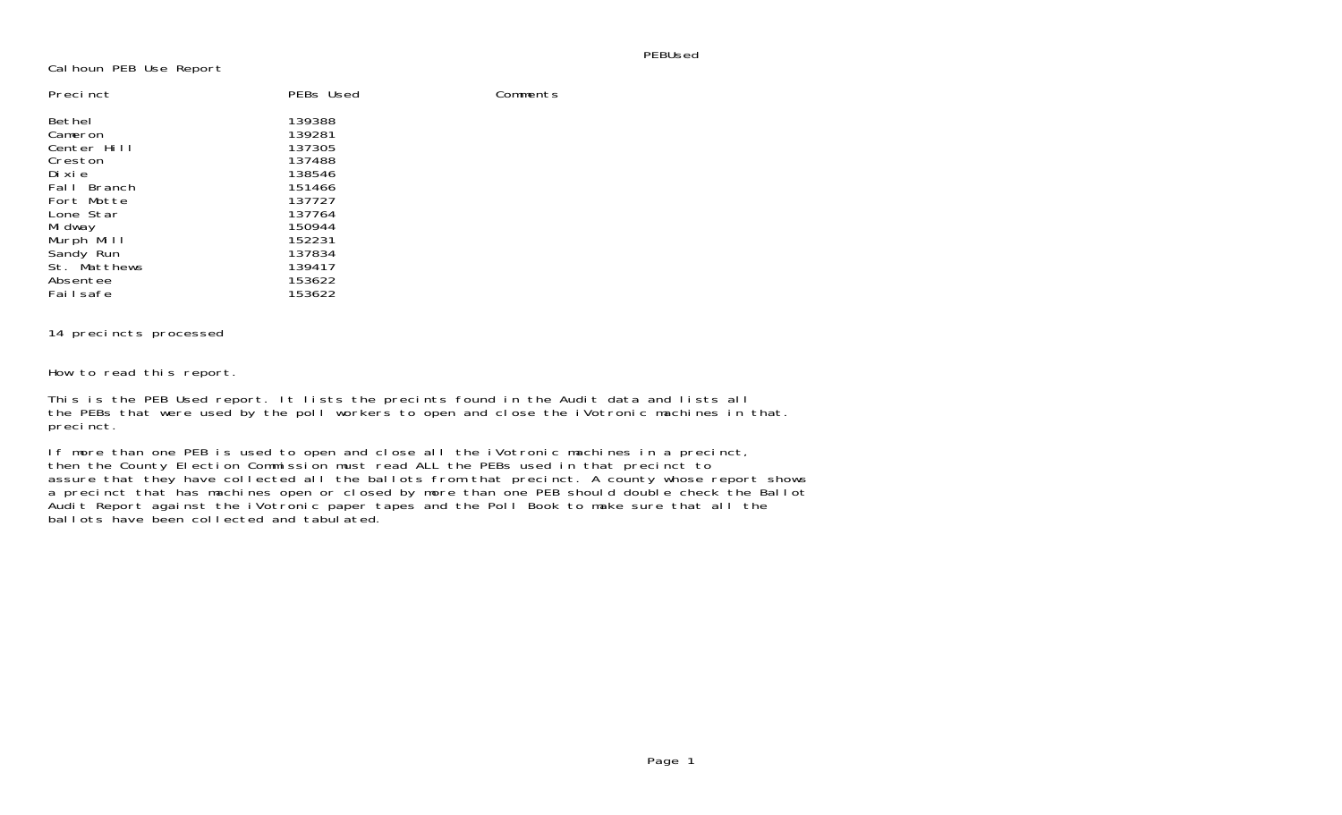PEBUsed

Calhoun PEB Use Report

| Precinct | PEBs Used | Comments |
|---|---|---|
| Bethel | 139388 | |
| Cameron | 139281 | |
| Center Hill | 137305 | |
| Creston | 137488 | |
| Dixie | 138546 | |
| Fall Branch | 151466 | |
| Fort Motte | 137727 | |
| Lone Star | 137764 | |
| Midway | 150944 | |
| Murph Mill | 152231 | |
| Sandy Run | 137834 | |
| St. Matthews | 139417 | |
| Absentee | 153622 | |
| Failsafe | 153622 | |

14 precincts processed

How to read this report.

This is the PEB Used report. It lists the precints found in the Audit data and lists all the PEBs that were used by the poll workers to open and close the iVotronic machines in that. precinct.

If more than one PEB is used to open and close all the iVotronic machines in a precinct, then the County Election Commission must read ALL the PEBs used in that precinct to assure that they have collected all the ballots from that precinct. A county whose report shows a precinct that has machines open or closed by more than one PEB should double check the Ballot Audit Report against the iVotronic paper tapes and the Poll Book to make sure that all the ballots have been collected and tabulated.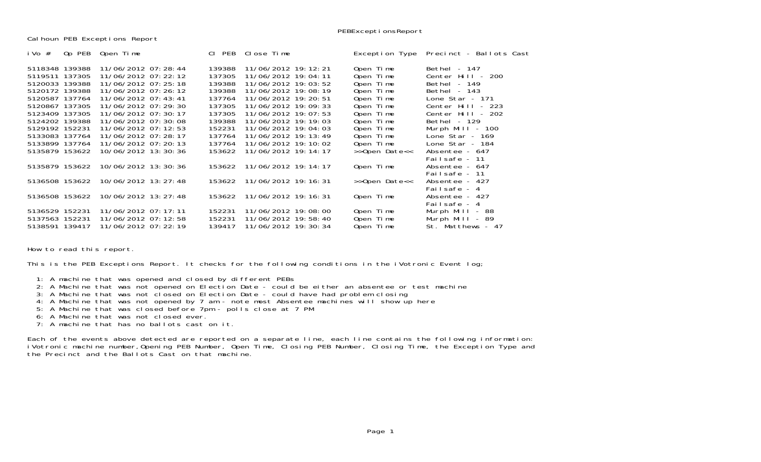PEBExceptionsReport

Calhoun PEB Exceptions Report

| iVo # | Op PEB | Open Time | Cl PEB | Close Time | Exception Type | Precinct - Ballots Cast |
|---|---|---|---|---|---|---|
| 5118348 | 139388 | 11/06/2012 07:28:44 | 139388 | 11/06/2012 19:12:21 | Open Time | Bethel - 147 |
| 5119511 | 137305 | 11/06/2012 07:22:12 | 137305 | 11/06/2012 19:04:11 | Open Time | Center Hill - 200 |
| 5120033 | 139388 | 11/06/2012 07:25:18 | 139388 | 11/06/2012 19:03:52 | Open Time | Bethel - 149 |
| 5120172 | 139388 | 11/06/2012 07:26:12 | 139388 | 11/06/2012 19:08:19 | Open Time | Bethel - 143 |
| 5120587 | 137764 | 11/06/2012 07:43:41 | 137764 | 11/06/2012 19:20:51 | Open Time | Lone Star - 171 |
| 5120867 | 137305 | 11/06/2012 07:29:30 | 137305 | 11/06/2012 19:09:33 | Open Time | Center Hill - 223 |
| 5123409 | 137305 | 11/06/2012 07:30:17 | 137305 | 11/06/2012 19:07:53 | Open Time | Center Hill - 202 |
| 5124202 | 139388 | 11/06/2012 07:30:08 | 139388 | 11/06/2012 19:19:03 | Open Time | Bethel - 129 |
| 5129192 | 152231 | 11/06/2012 07:12:53 | 152231 | 11/06/2012 19:04:03 | Open Time | Murph Mill - 100 |
| 5133083 | 137764 | 11/06/2012 07:28:17 | 137764 | 11/06/2012 19:13:49 | Open Time | Lone Star - 169 |
| 5133899 | 137764 | 11/06/2012 07:20:13 | 137764 | 11/06/2012 19:10:02 | Open Time | Lone Star - 184 |
| 5135879 | 153622 | 10/06/2012 13:30:36 | 153622 | 11/06/2012 19:14:17 | >>Open Date<< | Absentee - 647<br>Failsafe - 11 |
| 5135879 | 153622 | 10/06/2012 13:30:36 | 153622 | 11/06/2012 19:14:17 | Open Time | Absentee - 647<br>Failsafe - 11 |
| 5136508 | 153622 | 10/06/2012 13:27:48 | 153622 | 11/06/2012 19:16:31 | >>Open Date<< | Absentee - 427<br>Failsafe - 4 |
| 5136508 | 153622 | 10/06/2012 13:27:48 | 153622 | 11/06/2012 19:16:31 | Open Time | Absentee - 427<br>Failsafe - 4 |
| 5136529 | 152231 | 11/06/2012 07:17:11 | 152231 | 11/06/2012 19:08:00 | Open Time | Murph Mill - 88 |
| 5137563 | 152231 | 11/06/2012 07:12:58 | 152231 | 11/06/2012 19:58:40 | Open Time | Murph Mill - 89 |
| 5138591 | 139417 | 11/06/2012 07:22:19 | 139417 | 11/06/2012 19:30:34 | Open Time | St. Matthews - 47 |

How to read this report.

This is the PEB Exceptions Report. It checks for the following conditions in the iVotronic Event log;

1: A machine that was opened and closed by different PEBs
2: A Machine that was not opened on Election Date - could be either an absentee or test machine
3: A Machine that was not closed on Election Date - could have had problem closing
4: A Machine that was not opened by 7 am - note most Absentee machines will show up here
5: A Machine that was closed before 7pm - polls close at 7 PM
6: A Machine that was not closed ever.
7: A machine that has no ballots cast on it.

Each of the events above detected are reported on a separate line, each line contains the following information:
iVotronic machine number, Opening PEB Number, Open Time, Closing PEB Number, Closing Time, the Exception Type and the Precinct and the Ballots Cast on that machine.